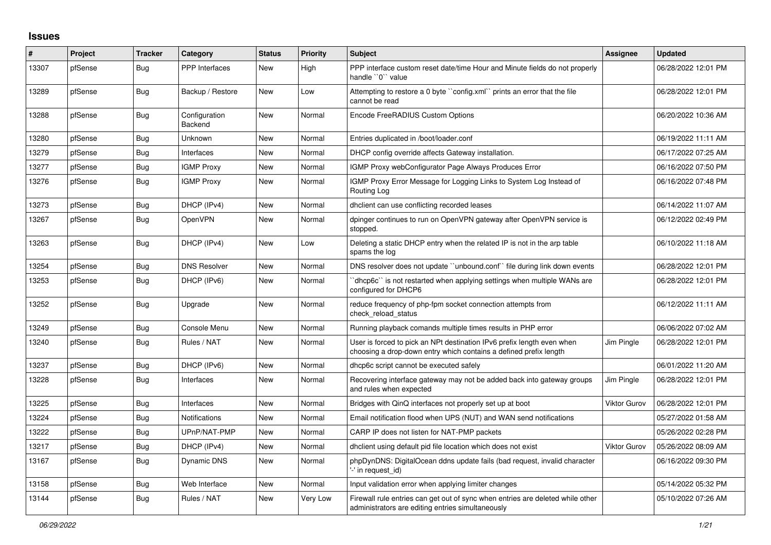## Issues

| # | Project | Tracker | Category | Status | Priority | Subject | Assignee | Updated |
|---|---|---|---|---|---|---|---|---|
| 13307 | pfSense | Bug | PPP Interfaces | New | High | PPP interface custom reset date/time Hour and Minute fields do not properly handle ``0`` value | | 06/28/2022 12:01 PM |
| 13289 | pfSense | Bug | Backup / Restore | New | Low | Attempting to restore a 0 byte ``config.xml`` prints an error that the file cannot be read | | 06/28/2022 12:01 PM |
| 13288 | pfSense | Bug | Configuration Backend | New | Normal | Encode FreeRADIUS Custom Options | | 06/20/2022 10:36 AM |
| 13280 | pfSense | Bug | Unknown | New | Normal | Entries duplicated in /boot/loader.conf | | 06/19/2022 11:11 AM |
| 13279 | pfSense | Bug | Interfaces | New | Normal | DHCP config override affects Gateway installation. | | 06/17/2022 07:25 AM |
| 13277 | pfSense | Bug | IGMP Proxy | New | Normal | IGMP Proxy webConfigurator Page Always Produces Error | | 06/16/2022 07:50 PM |
| 13276 | pfSense | Bug | IGMP Proxy | New | Normal | IGMP Proxy Error Message for Logging Links to System Log Instead of Routing Log | | 06/16/2022 07:48 PM |
| 13273 | pfSense | Bug | DHCP (IPv4) | New | Normal | dhclient can use conflicting recorded leases | | 06/14/2022 11:07 AM |
| 13267 | pfSense | Bug | OpenVPN | New | Normal | dpinger continues to run on OpenVPN gateway after OpenVPN service is stopped. | | 06/12/2022 02:49 PM |
| 13263 | pfSense | Bug | DHCP (IPv4) | New | Low | Deleting a static DHCP entry when the related IP is not in the arp table spams the log | | 06/10/2022 11:18 AM |
| 13254 | pfSense | Bug | DNS Resolver | New | Normal | DNS resolver does not update ``unbound.conf`` file during link down events | | 06/28/2022 12:01 PM |
| 13253 | pfSense | Bug | DHCP (IPv6) | New | Normal | ``dhcp6c`` is not restarted when applying settings when multiple WANs are configured for DHCP6 | | 06/28/2022 12:01 PM |
| 13252 | pfSense | Bug | Upgrade | New | Normal | reduce frequency of php-fpm socket connection attempts from check_reload_status | | 06/12/2022 11:11 AM |
| 13249 | pfSense | Bug | Console Menu | New | Normal | Running playback comands multiple times results in PHP error | | 06/06/2022 07:02 AM |
| 13240 | pfSense | Bug | Rules / NAT | New | Normal | User is forced to pick an NPt destination IPv6 prefix length even when choosing a drop-down entry which contains a defined prefix length | Jim Pingle | 06/28/2022 12:01 PM |
| 13237 | pfSense | Bug | DHCP (IPv6) | New | Normal | dhcp6c script cannot be executed safely | | 06/01/2022 11:20 AM |
| 13228 | pfSense | Bug | Interfaces | New | Normal | Recovering interface gateway may not be added back into gateway groups and rules when expected | Jim Pingle | 06/28/2022 12:01 PM |
| 13225 | pfSense | Bug | Interfaces | New | Normal | Bridges with QinQ interfaces not properly set up at boot | Viktor Gurov | 06/28/2022 12:01 PM |
| 13224 | pfSense | Bug | Notifications | New | Normal | Email notification flood when UPS (NUT) and WAN send notifications | | 05/27/2022 01:58 AM |
| 13222 | pfSense | Bug | UPnP/NAT-PMP | New | Normal | CARP IP does not listen for NAT-PMP packets | | 05/26/2022 02:28 PM |
| 13217 | pfSense | Bug | DHCP (IPv4) | New | Normal | dhclient using default pid file location which does not exist | Viktor Gurov | 05/26/2022 08:09 AM |
| 13167 | pfSense | Bug | Dynamic DNS | New | Normal | phpDynDNS: DigitalOcean ddns update fails (bad request, invalid character '-' in request_id) | | 06/16/2022 09:30 PM |
| 13158 | pfSense | Bug | Web Interface | New | Normal | Input validation error when applying limiter changes | | 05/14/2022 05:32 PM |
| 13144 | pfSense | Bug | Rules / NAT | New | Very Low | Firewall rule entries can get out of sync when entries are deleted while other administrators are editing entries simultaneously | | 05/10/2022 07:26 AM |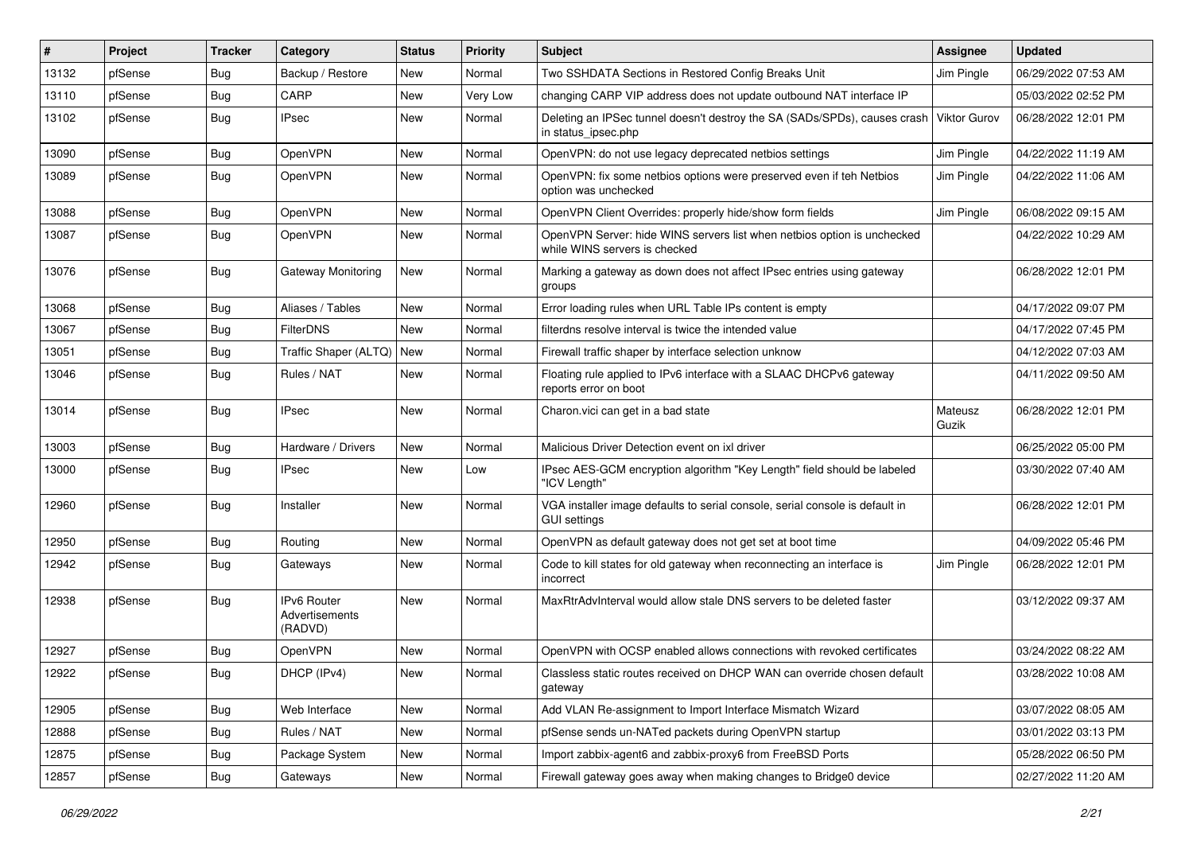| # | Project | Tracker | Category | Status | Priority | Subject | Assignee | Updated |
|---|---|---|---|---|---|---|---|---|
| 13132 | pfSense | Bug | Backup / Restore | New | Normal | Two SSHDATA Sections in Restored Config Breaks Unit | Jim Pingle | 06/29/2022 07:53 AM |
| 13110 | pfSense | Bug | CARP | New | Very Low | changing CARP VIP address does not update outbound NAT interface IP | | 05/03/2022 02:52 PM |
| 13102 | pfSense | Bug | IPsec | New | Normal | Deleting an IPSec tunnel doesn't destroy the SA (SADs/SPDs), causes crash in status_ipsec.php | Viktor Gurov | 06/28/2022 12:01 PM |
| 13090 | pfSense | Bug | OpenVPN | New | Normal | OpenVPN: do not use legacy deprecated netbios settings | Jim Pingle | 04/22/2022 11:19 AM |
| 13089 | pfSense | Bug | OpenVPN | New | Normal | OpenVPN: fix some netbios options were preserved even if teh Netbios option was unchecked | Jim Pingle | 04/22/2022 11:06 AM |
| 13088 | pfSense | Bug | OpenVPN | New | Normal | OpenVPN Client Overrides: properly hide/show form fields | Jim Pingle | 06/08/2022 09:15 AM |
| 13087 | pfSense | Bug | OpenVPN | New | Normal | OpenVPN Server: hide WINS servers list when netbios option is unchecked while WINS servers is checked | | 04/22/2022 10:29 AM |
| 13076 | pfSense | Bug | Gateway Monitoring | New | Normal | Marking a gateway as down does not affect IPsec entries using gateway groups | | 06/28/2022 12:01 PM |
| 13068 | pfSense | Bug | Aliases / Tables | New | Normal | Error loading rules when URL Table IPs content is empty | | 04/17/2022 09:07 PM |
| 13067 | pfSense | Bug | FilterDNS | New | Normal | filterdns resolve interval is twice the intended value | | 04/17/2022 07:45 PM |
| 13051 | pfSense | Bug | Traffic Shaper (ALTQ) | New | Normal | Firewall traffic shaper by interface selection unknow | | 04/12/2022 07:03 AM |
| 13046 | pfSense | Bug | Rules / NAT | New | Normal | Floating rule applied to IPv6 interface with a SLAAC DHCPv6 gateway reports error on boot | | 04/11/2022 09:50 AM |
| 13014 | pfSense | Bug | IPsec | New | Normal | Charon.vici can get in a bad state | Mateusz Guzik | 06/28/2022 12:01 PM |
| 13003 | pfSense | Bug | Hardware / Drivers | New | Normal | Malicious Driver Detection event on ixl driver | | 06/25/2022 05:00 PM |
| 13000 | pfSense | Bug | IPsec | New | Low | IPsec AES-GCM encryption algorithm "Key Length" field should be labeled "ICV Length" | | 03/30/2022 07:40 AM |
| 12960 | pfSense | Bug | Installer | New | Normal | VGA installer image defaults to serial console, serial console is default in GUI settings | | 06/28/2022 12:01 PM |
| 12950 | pfSense | Bug | Routing | New | Normal | OpenVPN as default gateway does not get set at boot time | | 04/09/2022 05:46 PM |
| 12942 | pfSense | Bug | Gateways | New | Normal | Code to kill states for old gateway when reconnecting an interface is incorrect | Jim Pingle | 06/28/2022 12:01 PM |
| 12938 | pfSense | Bug | IPv6 Router Advertisements (RADVD) | New | Normal | MaxRtrAdvInterval would allow stale DNS servers to be deleted faster | | 03/12/2022 09:37 AM |
| 12927 | pfSense | Bug | OpenVPN | New | Normal | OpenVPN with OCSP enabled allows connections with revoked certificates | | 03/24/2022 08:22 AM |
| 12922 | pfSense | Bug | DHCP (IPv4) | New | Normal | Classless static routes received on DHCP WAN can override chosen default gateway | | 03/28/2022 10:08 AM |
| 12905 | pfSense | Bug | Web Interface | New | Normal | Add VLAN Re-assignment to Import Interface Mismatch Wizard | | 03/07/2022 08:05 AM |
| 12888 | pfSense | Bug | Rules / NAT | New | Normal | pfSense sends un-NATed packets during OpenVPN startup | | 03/01/2022 03:13 PM |
| 12875 | pfSense | Bug | Package System | New | Normal | Import zabbix-agent6 and zabbix-proxy6 from FreeBSD Ports | | 05/28/2022 06:50 PM |
| 12857 | pfSense | Bug | Gateways | New | Normal | Firewall gateway goes away when making changes to Bridge0 device | | 02/27/2022 11:20 AM |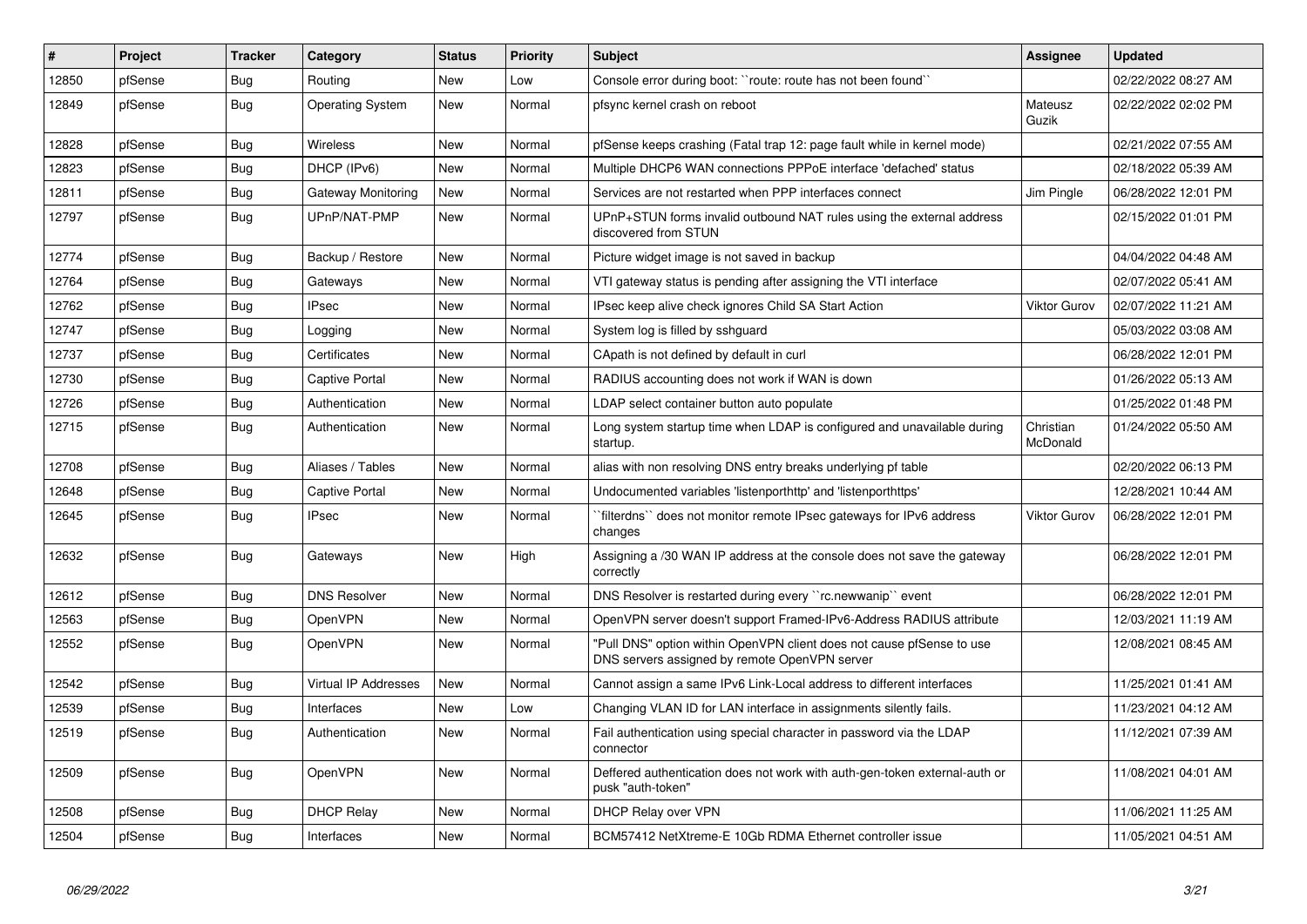| # | Project | Tracker | Category | Status | Priority | Subject | Assignee | Updated |
|---|---|---|---|---|---|---|---|---|
| 12850 | pfSense | Bug | Routing | New | Low | Console error during boot: ``route: route has not been found`` | | 02/22/2022 08:27 AM |
| 12849 | pfSense | Bug | Operating System | New | Normal | pfsync kernel crash on reboot | Mateusz Guzik | 02/22/2022 02:02 PM |
| 12828 | pfSense | Bug | Wireless | New | Normal | pfSense keeps crashing (Fatal trap 12: page fault while in kernel mode) | | 02/21/2022 07:55 AM |
| 12823 | pfSense | Bug | DHCP (IPv6) | New | Normal | Multiple DHCP6 WAN connections PPPoE interface 'defached' status | | 02/18/2022 05:39 AM |
| 12811 | pfSense | Bug | Gateway Monitoring | New | Normal | Services are not restarted when PPP interfaces connect | Jim Pingle | 06/28/2022 12:01 PM |
| 12797 | pfSense | Bug | UPnP/NAT-PMP | New | Normal | UPnP+STUN forms invalid outbound NAT rules using the external address discovered from STUN | | 02/15/2022 01:01 PM |
| 12774 | pfSense | Bug | Backup / Restore | New | Normal | Picture widget image is not saved in backup | | 04/04/2022 04:48 AM |
| 12764 | pfSense | Bug | Gateways | New | Normal | VTI gateway status is pending after assigning the VTI interface | | 02/07/2022 05:41 AM |
| 12762 | pfSense | Bug | IPsec | New | Normal | IPsec keep alive check ignores Child SA Start Action | Viktor Gurov | 02/07/2022 11:21 AM |
| 12747 | pfSense | Bug | Logging | New | Normal | System log is filled by sshguard | | 05/03/2022 03:08 AM |
| 12737 | pfSense | Bug | Certificates | New | Normal | CApath is not defined by default in curl | | 06/28/2022 12:01 PM |
| 12730 | pfSense | Bug | Captive Portal | New | Normal | RADIUS accounting does not work if WAN is down | | 01/26/2022 05:13 AM |
| 12726 | pfSense | Bug | Authentication | New | Normal | LDAP select container button auto populate | | 01/25/2022 01:48 PM |
| 12715 | pfSense | Bug | Authentication | New | Normal | Long system startup time when LDAP is configured and unavailable during startup. | Christian McDonald | 01/24/2022 05:50 AM |
| 12708 | pfSense | Bug | Aliases / Tables | New | Normal | alias with non resolving DNS entry breaks underlying pf table | | 02/20/2022 06:13 PM |
| 12648 | pfSense | Bug | Captive Portal | New | Normal | Undocumented variables 'listenporthttp' and 'listenporthttps' | | 12/28/2021 10:44 AM |
| 12645 | pfSense | Bug | IPsec | New | Normal | ``filterdns`` does not monitor remote IPsec gateways for IPv6 address changes | Viktor Gurov | 06/28/2022 12:01 PM |
| 12632 | pfSense | Bug | Gateways | New | High | Assigning a /30 WAN IP address at the console does not save the gateway correctly | | 06/28/2022 12:01 PM |
| 12612 | pfSense | Bug | DNS Resolver | New | Normal | DNS Resolver is restarted during every ``rc.newwanip`` event | | 06/28/2022 12:01 PM |
| 12563 | pfSense | Bug | OpenVPN | New | Normal | OpenVPN server doesn't support Framed-IPv6-Address RADIUS attribute | | 12/03/2021 11:19 AM |
| 12552 | pfSense | Bug | OpenVPN | New | Normal | "Pull DNS" option within OpenVPN client does not cause pfSense to use DNS servers assigned by remote OpenVPN server | | 12/08/2021 08:45 AM |
| 12542 | pfSense | Bug | Virtual IP Addresses | New | Normal | Cannot assign a same IPv6 Link-Local address to different interfaces | | 11/25/2021 01:41 AM |
| 12539 | pfSense | Bug | Interfaces | New | Low | Changing VLAN ID for LAN interface in assignments silently fails. | | 11/23/2021 04:12 AM |
| 12519 | pfSense | Bug | Authentication | New | Normal | Fail authentication using special character in password via the LDAP connector | | 11/12/2021 07:39 AM |
| 12509 | pfSense | Bug | OpenVPN | New | Normal | Deffered authentication does not work with auth-gen-token external-auth or pusk "auth-token" | | 11/08/2021 04:01 AM |
| 12508 | pfSense | Bug | DHCP Relay | New | Normal | DHCP Relay over VPN | | 11/06/2021 11:25 AM |
| 12504 | pfSense | Bug | Interfaces | New | Normal | BCM57412 NetXtreme-E 10Gb RDMA Ethernet controller issue | | 11/05/2021 04:51 AM |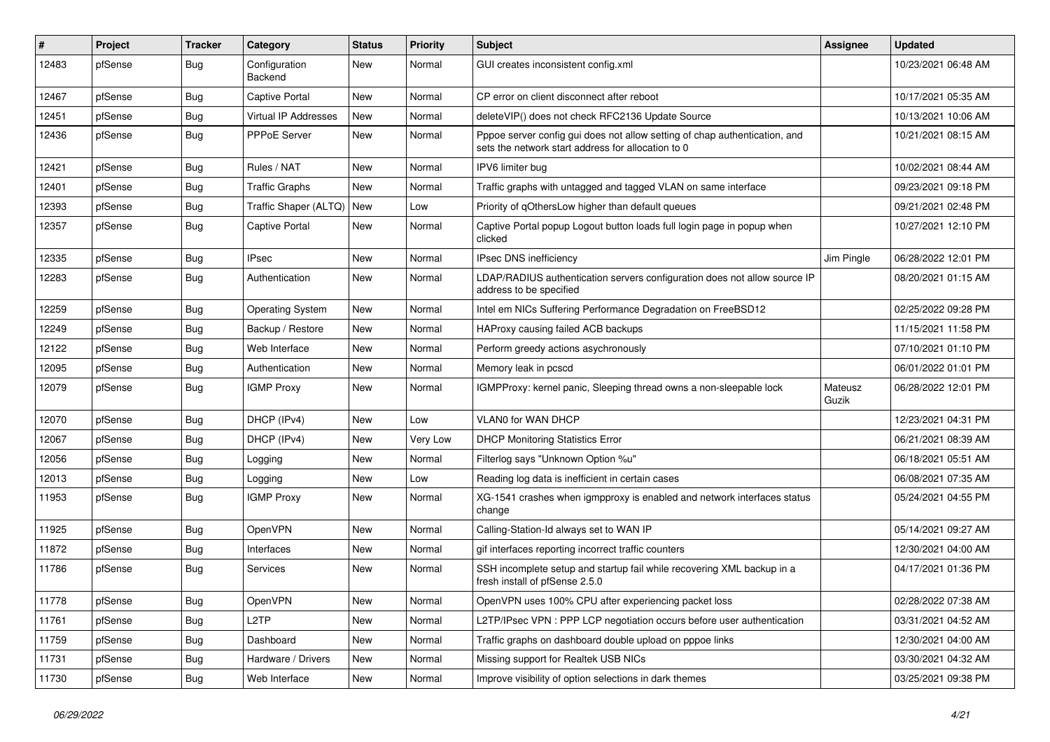| # | Project | Tracker | Category | Status | Priority | Subject | Assignee | Updated |
|---|---|---|---|---|---|---|---|---|
| 12483 | pfSense | Bug | Configuration Backend | New | Normal | GUI creates inconsistent config.xml | | 10/23/2021 06:48 AM |
| 12467 | pfSense | Bug | Captive Portal | New | Normal | CP error on client disconnect after reboot | | 10/17/2021 05:35 AM |
| 12451 | pfSense | Bug | Virtual IP Addresses | New | Normal | deleteVIP() does not check RFC2136 Update Source | | 10/13/2021 10:06 AM |
| 12436 | pfSense | Bug | PPPoE Server | New | Normal | Pppoe server config gui does not allow setting of chap authentication, and sets the network start address for allocation to 0 | | 10/21/2021 08:15 AM |
| 12421 | pfSense | Bug | Rules / NAT | New | Normal | IPV6 limiter bug | | 10/02/2021 08:44 AM |
| 12401 | pfSense | Bug | Traffic Graphs | New | Normal | Traffic graphs with untagged and tagged VLAN on same interface | | 09/23/2021 09:18 PM |
| 12393 | pfSense | Bug | Traffic Shaper (ALTQ) | New | Low | Priority of qOthersLow higher than default queues | | 09/21/2021 02:48 PM |
| 12357 | pfSense | Bug | Captive Portal | New | Normal | Captive Portal popup Logout button loads full login page in popup when clicked | | 10/27/2021 12:10 PM |
| 12335 | pfSense | Bug | IPsec | New | Normal | IPsec DNS inefficiency | Jim Pingle | 06/28/2022 12:01 PM |
| 12283 | pfSense | Bug | Authentication | New | Normal | LDAP/RADIUS authentication servers configuration does not allow source IP address to be specified | | 08/20/2021 01:15 AM |
| 12259 | pfSense | Bug | Operating System | New | Normal | Intel em NICs Suffering Performance Degradation on FreeBSD12 | | 02/25/2022 09:28 PM |
| 12249 | pfSense | Bug | Backup / Restore | New | Normal | HAProxy causing failed ACB backups | | 11/15/2021 11:58 PM |
| 12122 | pfSense | Bug | Web Interface | New | Normal | Perform greedy actions asychronously | | 07/10/2021 01:10 PM |
| 12095 | pfSense | Bug | Authentication | New | Normal | Memory leak in pcscd | | 06/01/2022 01:01 PM |
| 12079 | pfSense | Bug | IGMP Proxy | New | Normal | IGMPProxy: kernel panic, Sleeping thread owns a non-sleepable lock | Mateusz Guzik | 06/28/2022 12:01 PM |
| 12070 | pfSense | Bug | DHCP (IPv4) | New | Low | VLAN0 for WAN DHCP | | 12/23/2021 04:31 PM |
| 12067 | pfSense | Bug | DHCP (IPv4) | New | Very Low | DHCP Monitoring Statistics Error | | 06/21/2021 08:39 AM |
| 12056 | pfSense | Bug | Logging | New | Normal | Filterlog says "Unknown Option %u" | | 06/18/2021 05:51 AM |
| 12013 | pfSense | Bug | Logging | New | Low | Reading log data is inefficient in certain cases | | 06/08/2021 07:35 AM |
| 11953 | pfSense | Bug | IGMP Proxy | New | Normal | XG-1541 crashes when igmpproxy is enabled and network interfaces status change | | 05/24/2021 04:55 PM |
| 11925 | pfSense | Bug | OpenVPN | New | Normal | Calling-Station-Id always set to WAN IP | | 05/14/2021 09:27 AM |
| 11872 | pfSense | Bug | Interfaces | New | Normal | gif interfaces reporting incorrect traffic counters | | 12/30/2021 04:00 AM |
| 11786 | pfSense | Bug | Services | New | Normal | SSH incomplete setup and startup fail while recovering XML backup in a fresh install of pfSense 2.5.0 | | 04/17/2021 01:36 PM |
| 11778 | pfSense | Bug | OpenVPN | New | Normal | OpenVPN uses 100% CPU after experiencing packet loss | | 02/28/2022 07:38 AM |
| 11761 | pfSense | Bug | L2TP | New | Normal | L2TP/IPsec VPN : PPP LCP negotiation occurs before user authentication | | 03/31/2021 04:52 AM |
| 11759 | pfSense | Bug | Dashboard | New | Normal | Traffic graphs on dashboard double upload on pppoe links | | 12/30/2021 04:00 AM |
| 11731 | pfSense | Bug | Hardware / Drivers | New | Normal | Missing support for Realtek USB NICs | | 03/30/2021 04:32 AM |
| 11730 | pfSense | Bug | Web Interface | New | Normal | Improve visibility of option selections in dark themes | | 03/25/2021 09:38 PM |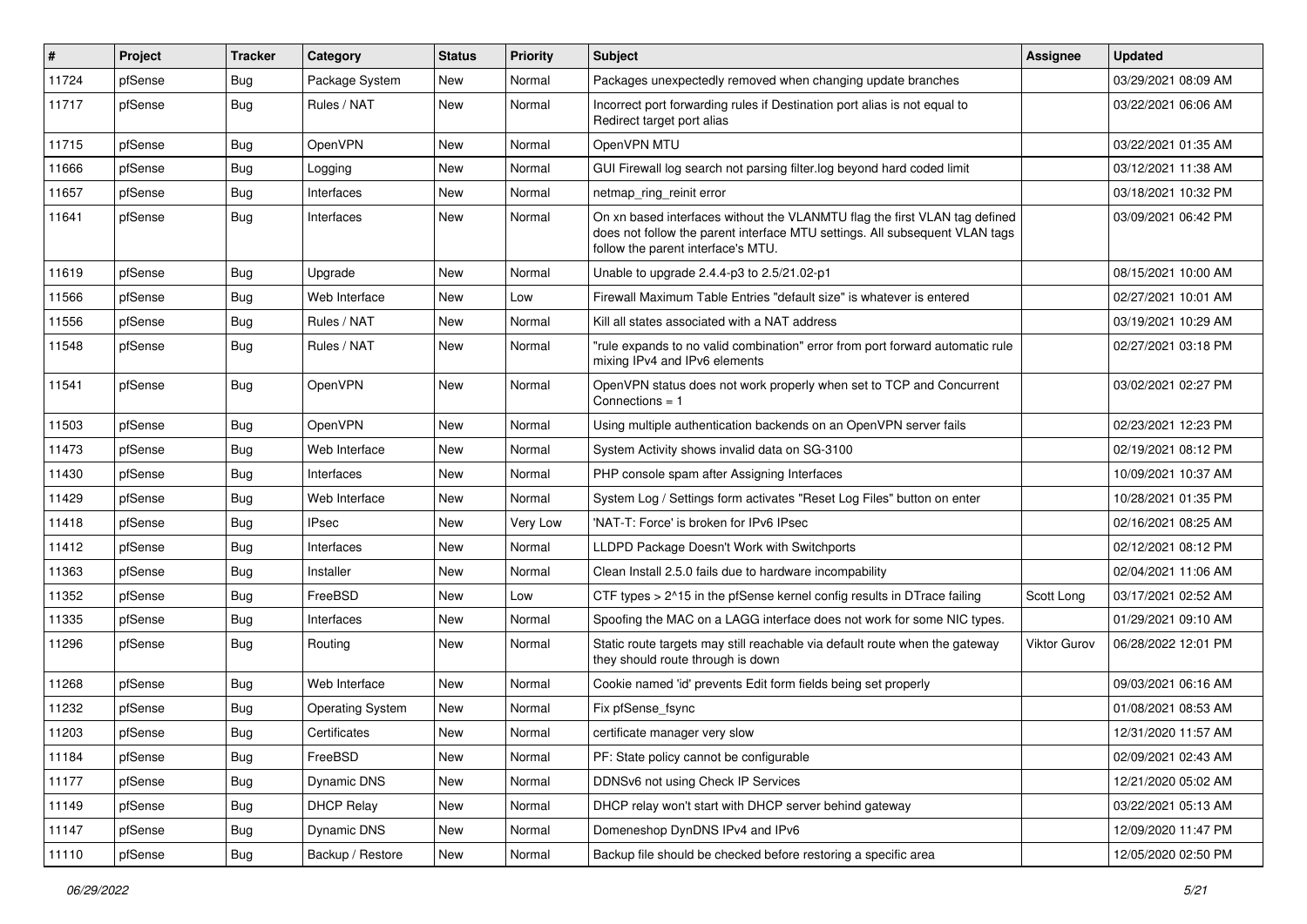| # | Project | Tracker | Category | Status | Priority | Subject | Assignee | Updated |
|---|---|---|---|---|---|---|---|---|
| 11724 | pfSense | Bug | Package System | New | Normal | Packages unexpectedly removed when changing update branches | | 03/29/2021 08:09 AM |
| 11717 | pfSense | Bug | Rules / NAT | New | Normal | Incorrect port forwarding rules if Destination port alias is not equal to Redirect target port alias | | 03/22/2021 06:06 AM |
| 11715 | pfSense | Bug | OpenVPN | New | Normal | OpenVPN MTU | | 03/22/2021 01:35 AM |
| 11666 | pfSense | Bug | Logging | New | Normal | GUI Firewall log search not parsing filter.log beyond hard coded limit | | 03/12/2021 11:38 AM |
| 11657 | pfSense | Bug | Interfaces | New | Normal | netmap_ring_reinit error | | 03/18/2021 10:32 PM |
| 11641 | pfSense | Bug | Interfaces | New | Normal | On xn based interfaces without the VLANMTU flag the first VLAN tag defined does not follow the parent interface MTU settings. All subsequent VLAN tags follow the parent interface's MTU. | | 03/09/2021 06:42 PM |
| 11619 | pfSense | Bug | Upgrade | New | Normal | Unable to upgrade 2.4.4-p3 to 2.5/21.02-p1 | | 08/15/2021 10:00 AM |
| 11566 | pfSense | Bug | Web Interface | New | Low | Firewall Maximum Table Entries "default size" is whatever is entered | | 02/27/2021 10:01 AM |
| 11556 | pfSense | Bug | Rules / NAT | New | Normal | Kill all states associated with a NAT address | | 03/19/2021 10:29 AM |
| 11548 | pfSense | Bug | Rules / NAT | New | Normal | "rule expands to no valid combination" error from port forward automatic rule mixing IPv4 and IPv6 elements | | 02/27/2021 03:18 PM |
| 11541 | pfSense | Bug | OpenVPN | New | Normal | OpenVPN status does not work properly when set to TCP and Concurrent Connections = 1 | | 03/02/2021 02:27 PM |
| 11503 | pfSense | Bug | OpenVPN | New | Normal | Using multiple authentication backends on an OpenVPN server fails | | 02/23/2021 12:23 PM |
| 11473 | pfSense | Bug | Web Interface | New | Normal | System Activity shows invalid data on SG-3100 | | 02/19/2021 08:12 PM |
| 11430 | pfSense | Bug | Interfaces | New | Normal | PHP console spam after Assigning Interfaces | | 10/09/2021 10:37 AM |
| 11429 | pfSense | Bug | Web Interface | New | Normal | System Log / Settings form activates "Reset Log Files" button on enter | | 10/28/2021 01:35 PM |
| 11418 | pfSense | Bug | IPsec | New | Very Low | 'NAT-T: Force' is broken for IPv6 IPsec | | 02/16/2021 08:25 AM |
| 11412 | pfSense | Bug | Interfaces | New | Normal | LLDPD Package Doesn't Work with Switchports | | 02/12/2021 08:12 PM |
| 11363 | pfSense | Bug | Installer | New | Normal | Clean Install 2.5.0 fails due to hardware incompability | | 02/04/2021 11:06 AM |
| 11352 | pfSense | Bug | FreeBSD | New | Low | CTF types > 2^15 in the pfSense kernel config results in DTrace failing | Scott Long | 03/17/2021 02:52 AM |
| 11335 | pfSense | Bug | Interfaces | New | Normal | Spoofing the MAC on a LAGG interface does not work for some NIC types. | | 01/29/2021 09:10 AM |
| 11296 | pfSense | Bug | Routing | New | Normal | Static route targets may still reachable via default route when the gateway they should route through is down | Viktor Gurov | 06/28/2022 12:01 PM |
| 11268 | pfSense | Bug | Web Interface | New | Normal | Cookie named 'id' prevents Edit form fields being set properly | | 09/03/2021 06:16 AM |
| 11232 | pfSense | Bug | Operating System | New | Normal | Fix pfSense_fsync | | 01/08/2021 08:53 AM |
| 11203 | pfSense | Bug | Certificates | New | Normal | certificate manager very slow | | 12/31/2020 11:57 AM |
| 11184 | pfSense | Bug | FreeBSD | New | Normal | PF: State policy cannot be configurable | | 02/09/2021 02:43 AM |
| 11177 | pfSense | Bug | Dynamic DNS | New | Normal | DDNSv6 not using Check IP Services | | 12/21/2020 05:02 AM |
| 11149 | pfSense | Bug | DHCP Relay | New | Normal | DHCP relay won't start with DHCP server behind gateway | | 03/22/2021 05:13 AM |
| 11147 | pfSense | Bug | Dynamic DNS | New | Normal | Domeneshop DynDNS IPv4 and IPv6 | | 12/09/2020 11:47 PM |
| 11110 | pfSense | Bug | Backup / Restore | New | Normal | Backup file should be checked before restoring a specific area | | 12/05/2020 02:50 PM |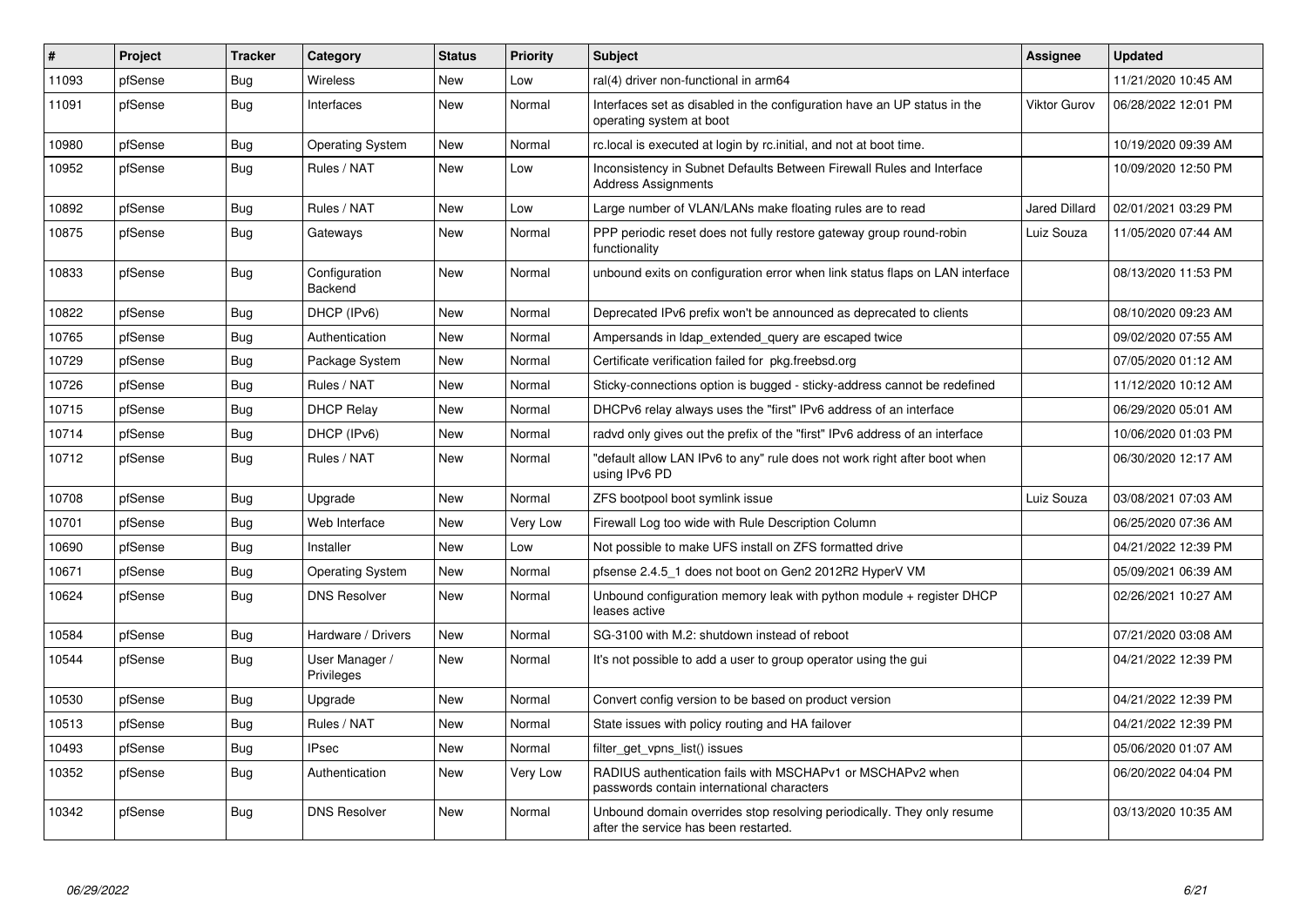| # | Project | Tracker | Category | Status | Priority | Subject | Assignee | Updated |
|---|---|---|---|---|---|---|---|---|
| 11093 | pfSense | Bug | Wireless | New | Low | ral(4) driver non-functional in arm64 | | 11/21/2020 10:45 AM |
| 11091 | pfSense | Bug | Interfaces | New | Normal | Interfaces set as disabled in the configuration have an UP status in the operating system at boot | Viktor Gurov | 06/28/2022 12:01 PM |
| 10980 | pfSense | Bug | Operating System | New | Normal | rc.local is executed at login by rc.initial, and not at boot time. | | 10/19/2020 09:39 AM |
| 10952 | pfSense | Bug | Rules / NAT | New | Low | Inconsistency in Subnet Defaults Between Firewall Rules and Interface Address Assignments | | 10/09/2020 12:50 PM |
| 10892 | pfSense | Bug | Rules / NAT | New | Low | Large number of VLAN/LANs make floating rules are to read | Jared Dillard | 02/01/2021 03:29 PM |
| 10875 | pfSense | Bug | Gateways | New | Normal | PPP periodic reset does not fully restore gateway group round-robin functionality | Luiz Souza | 11/05/2020 07:44 AM |
| 10833 | pfSense | Bug | Configuration Backend | New | Normal | unbound exits on configuration error when link status flaps on LAN interface | | 08/13/2020 11:53 PM |
| 10822 | pfSense | Bug | DHCP (IPv6) | New | Normal | Deprecated IPv6 prefix won't be announced as deprecated to clients | | 08/10/2020 09:23 AM |
| 10765 | pfSense | Bug | Authentication | New | Normal | Ampersands in ldap_extended_query are escaped twice | | 09/02/2020 07:55 AM |
| 10729 | pfSense | Bug | Package System | New | Normal | Certificate verification failed for pkg.freebsd.org | | 07/05/2020 01:12 AM |
| 10726 | pfSense | Bug | Rules / NAT | New | Normal | Sticky-connections option is bugged - sticky-address cannot be redefined | | 11/12/2020 10:12 AM |
| 10715 | pfSense | Bug | DHCP Relay | New | Normal | DHCPv6 relay always uses the "first" IPv6 address of an interface | | 06/29/2020 05:01 AM |
| 10714 | pfSense | Bug | DHCP (IPv6) | New | Normal | radvd only gives out the prefix of the "first" IPv6 address of an interface | | 10/06/2020 01:03 PM |
| 10712 | pfSense | Bug | Rules / NAT | New | Normal | "default allow LAN IPv6 to any" rule does not work right after boot when using IPv6 PD | | 06/30/2020 12:17 AM |
| 10708 | pfSense | Bug | Upgrade | New | Normal | ZFS bootpool boot symlink issue | Luiz Souza | 03/08/2021 07:03 AM |
| 10701 | pfSense | Bug | Web Interface | New | Very Low | Firewall Log too wide with Rule Description Column | | 06/25/2020 07:36 AM |
| 10690 | pfSense | Bug | Installer | New | Low | Not possible to make UFS install on ZFS formatted drive | | 04/21/2022 12:39 PM |
| 10671 | pfSense | Bug | Operating System | New | Normal | pfsense 2.4.5_1 does not boot on Gen2 2012R2 HyperV VM | | 05/09/2021 06:39 AM |
| 10624 | pfSense | Bug | DNS Resolver | New | Normal | Unbound configuration memory leak with python module + register DHCP leases active | | 02/26/2021 10:27 AM |
| 10584 | pfSense | Bug | Hardware / Drivers | New | Normal | SG-3100 with M.2: shutdown instead of reboot | | 07/21/2020 03:08 AM |
| 10544 | pfSense | Bug | User Manager / Privileges | New | Normal | It's not possible to add a user to group operator using the gui | | 04/21/2022 12:39 PM |
| 10530 | pfSense | Bug | Upgrade | New | Normal | Convert config version to be based on product version | | 04/21/2022 12:39 PM |
| 10513 | pfSense | Bug | Rules / NAT | New | Normal | State issues with policy routing and HA failover | | 04/21/2022 12:39 PM |
| 10493 | pfSense | Bug | IPsec | New | Normal | filter_get_vpns_list() issues | | 05/06/2020 01:07 AM |
| 10352 | pfSense | Bug | Authentication | New | Very Low | RADIUS authentication fails with MSCHAPv1 or MSCHAPv2 when passwords contain international characters | | 06/20/2022 04:04 PM |
| 10342 | pfSense | Bug | DNS Resolver | New | Normal | Unbound domain overrides stop resolving periodically. They only resume after the service has been restarted. | | 03/13/2020 10:35 AM |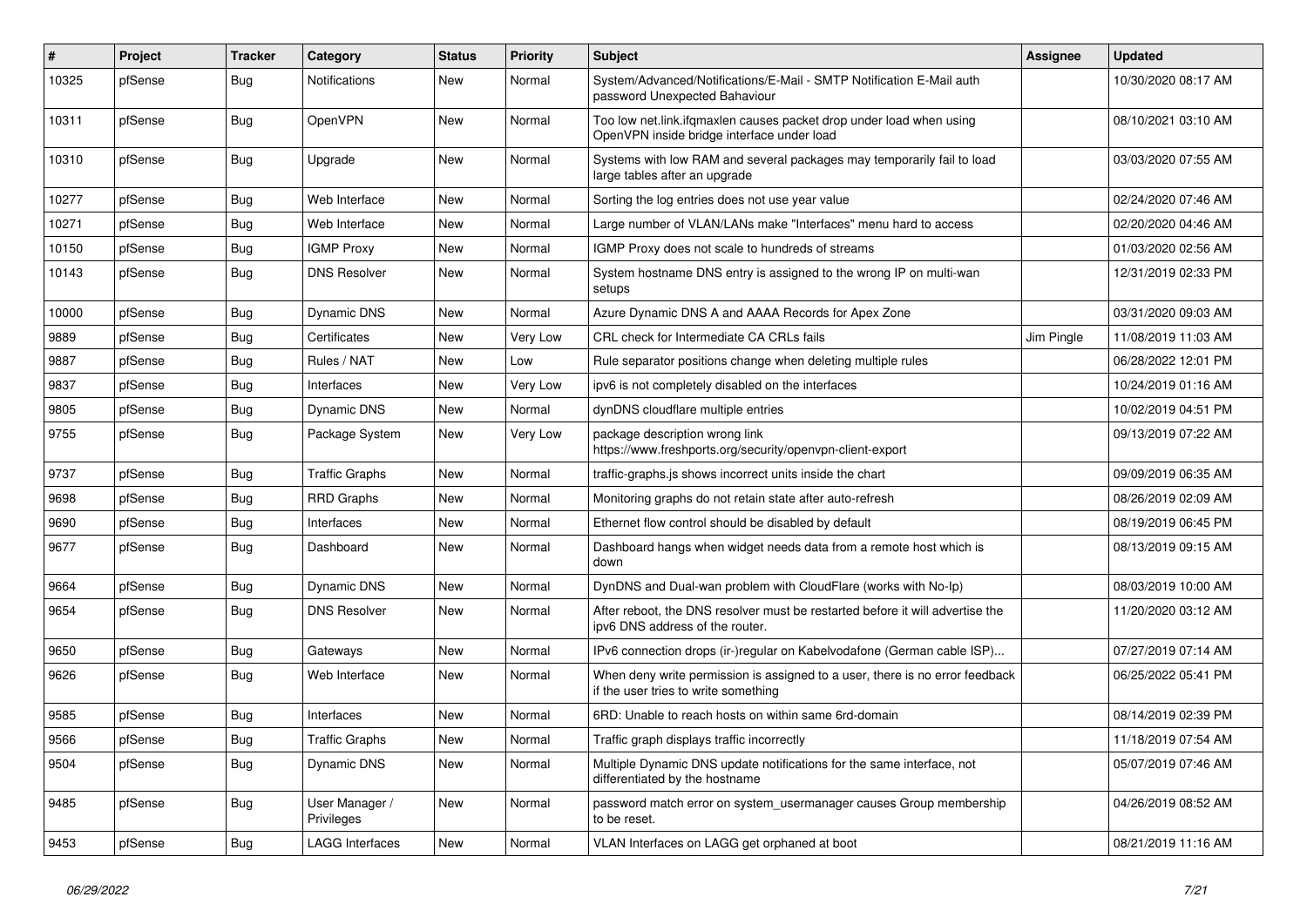| # | Project | Tracker | Category | Status | Priority | Subject | Assignee | Updated |
|---|---|---|---|---|---|---|---|---|
| 10325 | pfSense | Bug | Notifications | New | Normal | System/Advanced/Notifications/E-Mail - SMTP Notification E-Mail auth password Unexpected Bahaviour | | 10/30/2020 08:17 AM |
| 10311 | pfSense | Bug | OpenVPN | New | Normal | Too low net.link.ifqmaxlen causes packet drop under load when using OpenVPN inside bridge interface under load | | 08/10/2021 03:10 AM |
| 10310 | pfSense | Bug | Upgrade | New | Normal | Systems with low RAM and several packages may temporarily fail to load large tables after an upgrade | | 03/03/2020 07:55 AM |
| 10277 | pfSense | Bug | Web Interface | New | Normal | Sorting the log entries does not use year value | | 02/24/2020 07:46 AM |
| 10271 | pfSense | Bug | Web Interface | New | Normal | Large number of VLAN/LANs make "Interfaces" menu hard to access | | 02/20/2020 04:46 AM |
| 10150 | pfSense | Bug | IGMP Proxy | New | Normal | IGMP Proxy does not scale to hundreds of streams | | 01/03/2020 02:56 AM |
| 10143 | pfSense | Bug | DNS Resolver | New | Normal | System hostname DNS entry is assigned to the wrong IP on multi-wan setups | | 12/31/2019 02:33 PM |
| 10000 | pfSense | Bug | Dynamic DNS | New | Normal | Azure Dynamic DNS A and AAAA Records for Apex Zone | | 03/31/2020 09:03 AM |
| 9889 | pfSense | Bug | Certificates | New | Very Low | CRL check for Intermediate CA CRLs fails | Jim Pingle | 11/08/2019 11:03 AM |
| 9887 | pfSense | Bug | Rules / NAT | New | Low | Rule separator positions change when deleting multiple rules | | 06/28/2022 12:01 PM |
| 9837 | pfSense | Bug | Interfaces | New | Very Low | ipv6 is not completely disabled on the interfaces | | 10/24/2019 01:16 AM |
| 9805 | pfSense | Bug | Dynamic DNS | New | Normal | dynDNS cloudflare multiple entries | | 10/02/2019 04:51 PM |
| 9755 | pfSense | Bug | Package System | New | Very Low | package description wrong link https://www.freshports.org/security/openvpn-client-export | | 09/13/2019 07:22 AM |
| 9737 | pfSense | Bug | Traffic Graphs | New | Normal | traffic-graphs.js shows incorrect units inside the chart | | 09/09/2019 06:35 AM |
| 9698 | pfSense | Bug | RRD Graphs | New | Normal | Monitoring graphs do not retain state after auto-refresh | | 08/26/2019 02:09 AM |
| 9690 | pfSense | Bug | Interfaces | New | Normal | Ethernet flow control should be disabled by default | | 08/19/2019 06:45 PM |
| 9677 | pfSense | Bug | Dashboard | New | Normal | Dashboard hangs when widget needs data from a remote host which is down | | 08/13/2019 09:15 AM |
| 9664 | pfSense | Bug | Dynamic DNS | New | Normal | DynDNS and Dual-wan problem with CloudFlare (works with No-Ip) | | 08/03/2019 10:00 AM |
| 9654 | pfSense | Bug | DNS Resolver | New | Normal | After reboot, the DNS resolver must be restarted before it will advertise the ipv6 DNS address of the router. | | 11/20/2020 03:12 AM |
| 9650 | pfSense | Bug | Gateways | New | Normal | IPv6 connection drops (ir-)regular on Kabelvodafone (German cable ISP)... | | 07/27/2019 07:14 AM |
| 9626 | pfSense | Bug | Web Interface | New | Normal | When deny write permission is assigned to a user, there is no error feedback if the user tries to write something | | 06/25/2022 05:41 PM |
| 9585 | pfSense | Bug | Interfaces | New | Normal | 6RD: Unable to reach hosts on within same 6rd-domain | | 08/14/2019 02:39 PM |
| 9566 | pfSense | Bug | Traffic Graphs | New | Normal | Traffic graph displays traffic incorrectly | | 11/18/2019 07:54 AM |
| 9504 | pfSense | Bug | Dynamic DNS | New | Normal | Multiple Dynamic DNS update notifications for the same interface, not differentiated by the hostname | | 05/07/2019 07:46 AM |
| 9485 | pfSense | Bug | User Manager / Privileges | New | Normal | password match error on system_usermanager causes Group membership to be reset. | | 04/26/2019 08:52 AM |
| 9453 | pfSense | Bug | LAGG Interfaces | New | Normal | VLAN Interfaces on LAGG get orphaned at boot | | 08/21/2019 11:16 AM |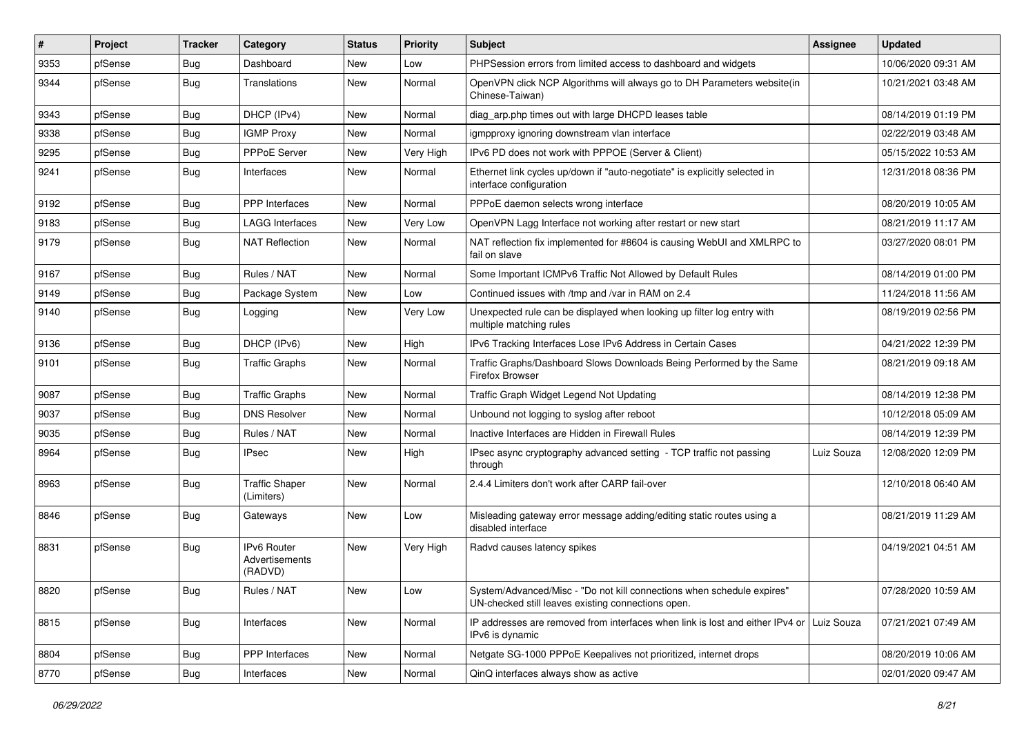| # | Project | Tracker | Category | Status | Priority | Subject | Assignee | Updated |
|---|---|---|---|---|---|---|---|---|
| 9353 | pfSense | Bug | Dashboard | New | Low | PHPSession errors from limited access to dashboard and widgets | | 10/06/2020 09:31 AM |
| 9344 | pfSense | Bug | Translations | New | Normal | OpenVPN click NCP Algorithms will always go to DH Parameters website(in Chinese-Taiwan) | | 10/21/2021 03:48 AM |
| 9343 | pfSense | Bug | DHCP (IPv4) | New | Normal | diag_arp.php times out with large DHCPD leases table | | 08/14/2019 01:19 PM |
| 9338 | pfSense | Bug | IGMP Proxy | New | Normal | igmpproxy ignoring downstream vlan interface | | 02/22/2019 03:48 AM |
| 9295 | pfSense | Bug | PPPoE Server | New | Very High | IPv6 PD does not work with PPPOE (Server & Client) | | 05/15/2022 10:53 AM |
| 9241 | pfSense | Bug | Interfaces | New | Normal | Ethernet link cycles up/down if "auto-negotiate" is explicitly selected in interface configuration | | 12/31/2018 08:36 PM |
| 9192 | pfSense | Bug | PPP Interfaces | New | Normal | PPPoE daemon selects wrong interface | | 08/20/2019 10:05 AM |
| 9183 | pfSense | Bug | LAGG Interfaces | New | Very Low | OpenVPN Lagg Interface not working after restart or new start | | 08/21/2019 11:17 AM |
| 9179 | pfSense | Bug | NAT Reflection | New | Normal | NAT reflection fix implemented for #8604 is causing WebUI and XMLRPC to fail on slave | | 03/27/2020 08:01 PM |
| 9167 | pfSense | Bug | Rules / NAT | New | Normal | Some Important ICMPv6 Traffic Not Allowed by Default Rules | | 08/14/2019 01:00 PM |
| 9149 | pfSense | Bug | Package System | New | Low | Continued issues with /tmp and /var in RAM on 2.4 | | 11/24/2018 11:56 AM |
| 9140 | pfSense | Bug | Logging | New | Very Low | Unexpected rule can be displayed when looking up filter log entry with multiple matching rules | | 08/19/2019 02:56 PM |
| 9136 | pfSense | Bug | DHCP (IPv6) | New | High | IPv6 Tracking Interfaces Lose IPv6 Address in Certain Cases | | 04/21/2022 12:39 PM |
| 9101 | pfSense | Bug | Traffic Graphs | New | Normal | Traffic Graphs/Dashboard Slows Downloads Being Performed by the Same Firefox Browser | | 08/21/2019 09:18 AM |
| 9087 | pfSense | Bug | Traffic Graphs | New | Normal | Traffic Graph Widget Legend Not Updating | | 08/14/2019 12:38 PM |
| 9037 | pfSense | Bug | DNS Resolver | New | Normal | Unbound not logging to syslog after reboot | | 10/12/2018 05:09 AM |
| 9035 | pfSense | Bug | Rules / NAT | New | Normal | Inactive Interfaces are Hidden in Firewall Rules | | 08/14/2019 12:39 PM |
| 8964 | pfSense | Bug | IPsec | New | High | IPsec async cryptography advanced setting - TCP traffic not passing through | Luiz Souza | 12/08/2020 12:09 PM |
| 8963 | pfSense | Bug | Traffic Shaper (Limiters) | New | Normal | 2.4.4 Limiters don't work after CARP fail-over | | 12/10/2018 06:40 AM |
| 8846 | pfSense | Bug | Gateways | New | Low | Misleading gateway error message adding/editing static routes using a disabled interface | | 08/21/2019 11:29 AM |
| 8831 | pfSense | Bug | IPv6 Router Advertisements (RADVD) | New | Very High | Radvd causes latency spikes | | 04/19/2021 04:51 AM |
| 8820 | pfSense | Bug | Rules / NAT | New | Low | System/Advanced/Misc - "Do not kill connections when schedule expires" UN-checked still leaves existing connections open. | | 07/28/2020 10:59 AM |
| 8815 | pfSense | Bug | Interfaces | New | Normal | IP addresses are removed from interfaces when link is lost and either IPv4 or IPv6 is dynamic | Luiz Souza | 07/21/2021 07:49 AM |
| 8804 | pfSense | Bug | PPP Interfaces | New | Normal | Netgate SG-1000 PPPoE Keepalives not prioritized, internet drops | | 08/20/2019 10:06 AM |
| 8770 | pfSense | Bug | Interfaces | New | Normal | QinQ interfaces always show as active | | 02/01/2020 09:47 AM |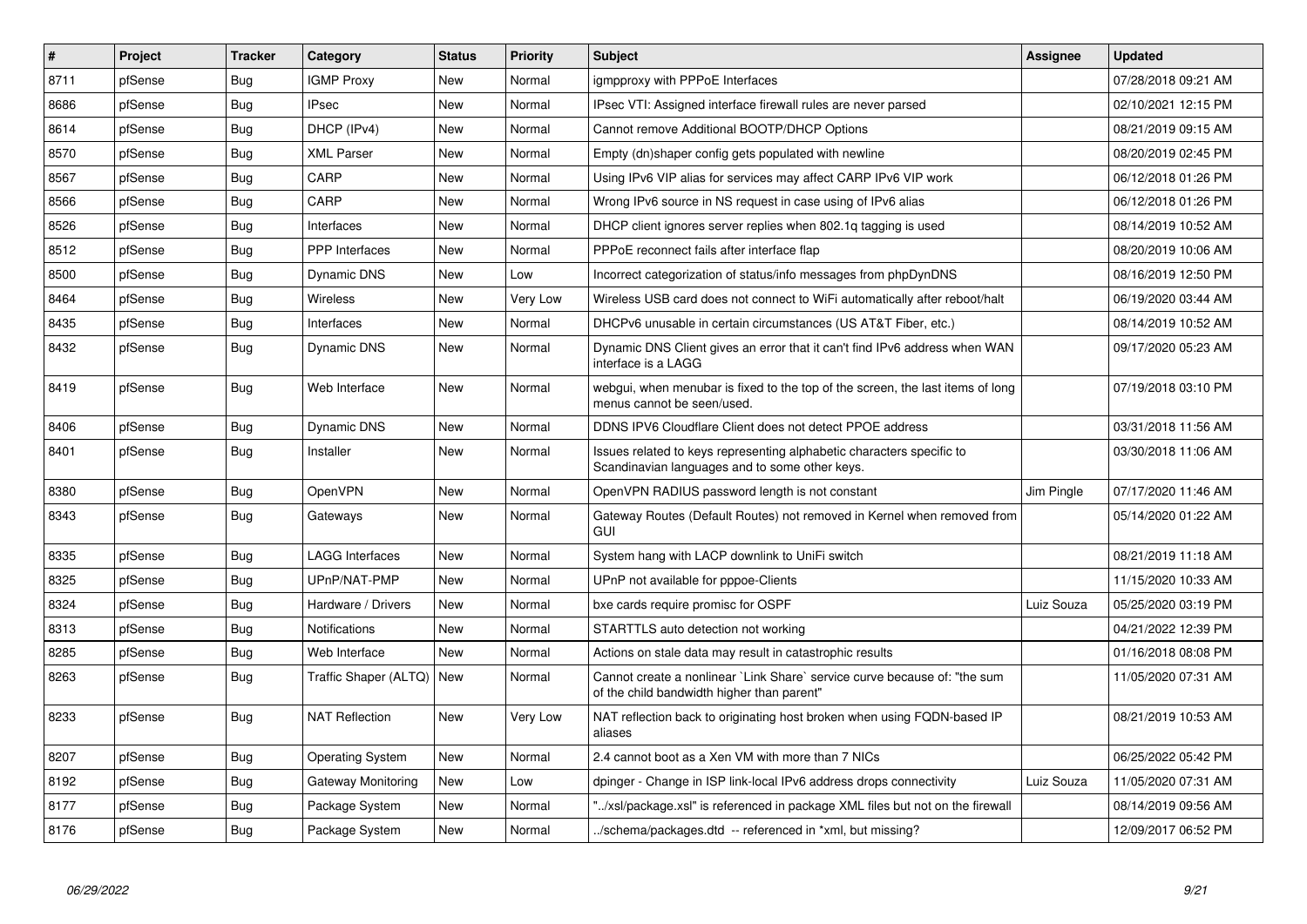| # | Project | Tracker | Category | Status | Priority | Subject | Assignee | Updated |
|---|---|---|---|---|---|---|---|---|
| 8711 | pfSense | Bug | IGMP Proxy | New | Normal | igmpproxy with PPPoE Interfaces | | 07/28/2018 09:21 AM |
| 8686 | pfSense | Bug | IPsec | New | Normal | IPsec VTI: Assigned interface firewall rules are never parsed | | 02/10/2021 12:15 PM |
| 8614 | pfSense | Bug | DHCP (IPv4) | New | Normal | Cannot remove Additional BOOTP/DHCP Options | | 08/21/2019 09:15 AM |
| 8570 | pfSense | Bug | XML Parser | New | Normal | Empty (dn)shaper config gets populated with newline | | 08/20/2019 02:45 PM |
| 8567 | pfSense | Bug | CARP | New | Normal | Using IPv6 VIP alias for services may affect CARP IPv6 VIP work | | 06/12/2018 01:26 PM |
| 8566 | pfSense | Bug | CARP | New | Normal | Wrong IPv6 source in NS request in case using of IPv6 alias | | 06/12/2018 01:26 PM |
| 8526 | pfSense | Bug | Interfaces | New | Normal | DHCP client ignores server replies when 802.1q tagging is used | | 08/14/2019 10:52 AM |
| 8512 | pfSense | Bug | PPP Interfaces | New | Normal | PPPoE reconnect fails after interface flap | | 08/20/2019 10:06 AM |
| 8500 | pfSense | Bug | Dynamic DNS | New | Low | Incorrect categorization of status/info messages from phpDynDNS | | 08/16/2019 12:50 PM |
| 8464 | pfSense | Bug | Wireless | New | Very Low | Wireless USB card does not connect to WiFi automatically after reboot/halt | | 06/19/2020 03:44 AM |
| 8435 | pfSense | Bug | Interfaces | New | Normal | DHCPv6 unusable in certain circumstances (US AT&T Fiber, etc.) | | 08/14/2019 10:52 AM |
| 8432 | pfSense | Bug | Dynamic DNS | New | Normal | Dynamic DNS Client gives an error that it can't find IPv6 address when WAN interface is a LAGG | | 09/17/2020 05:23 AM |
| 8419 | pfSense | Bug | Web Interface | New | Normal | webgui, when menubar is fixed to the top of the screen, the last items of long menus cannot be seen/used. | | 07/19/2018 03:10 PM |
| 8406 | pfSense | Bug | Dynamic DNS | New | Normal | DDNS IPV6 Cloudflare Client does not detect PPOE address | | 03/31/2018 11:56 AM |
| 8401 | pfSense | Bug | Installer | New | Normal | Issues related to keys representing alphabetic characters specific to Scandinavian languages and to some other keys. | | 03/30/2018 11:06 AM |
| 8380 | pfSense | Bug | OpenVPN | New | Normal | OpenVPN RADIUS password length is not constant | Jim Pingle | 07/17/2020 11:46 AM |
| 8343 | pfSense | Bug | Gateways | New | Normal | Gateway Routes (Default Routes) not removed in Kernel when removed from GUI | | 05/14/2020 01:22 AM |
| 8335 | pfSense | Bug | LAGG Interfaces | New | Normal | System hang with LACP downlink to UniFi switch | | 08/21/2019 11:18 AM |
| 8325 | pfSense | Bug | UPnP/NAT-PMP | New | Normal | UPnP not available for pppoe-Clients | | 11/15/2020 10:33 AM |
| 8324 | pfSense | Bug | Hardware / Drivers | New | Normal | bxe cards require promisc for OSPF | Luiz Souza | 05/25/2020 03:19 PM |
| 8313 | pfSense | Bug | Notifications | New | Normal | STARTTLS auto detection not working | | 04/21/2022 12:39 PM |
| 8285 | pfSense | Bug | Web Interface | New | Normal | Actions on stale data may result in catastrophic results | | 01/16/2018 08:08 PM |
| 8263 | pfSense | Bug | Traffic Shaper (ALTQ) | New | Normal | Cannot create a nonlinear `Link Share` service curve because of: "the sum of the child bandwidth higher than parent" | | 11/05/2020 07:31 AM |
| 8233 | pfSense | Bug | NAT Reflection | New | Very Low | NAT reflection back to originating host broken when using FQDN-based IP aliases | | 08/21/2019 10:53 AM |
| 8207 | pfSense | Bug | Operating System | New | Normal | 2.4 cannot boot as a Xen VM with more than 7 NICs | | 06/25/2022 05:42 PM |
| 8192 | pfSense | Bug | Gateway Monitoring | New | Low | dpinger - Change in ISP link-local IPv6 address drops connectivity | Luiz Souza | 11/05/2020 07:31 AM |
| 8177 | pfSense | Bug | Package System | New | Normal | "../xsl/package.xsl" is referenced in package XML files but not on the firewall | | 08/14/2019 09:56 AM |
| 8176 | pfSense | Bug | Package System | New | Normal | ../schema/packages.dtd -- referenced in *xml, but missing? | | 12/09/2017 06:52 PM |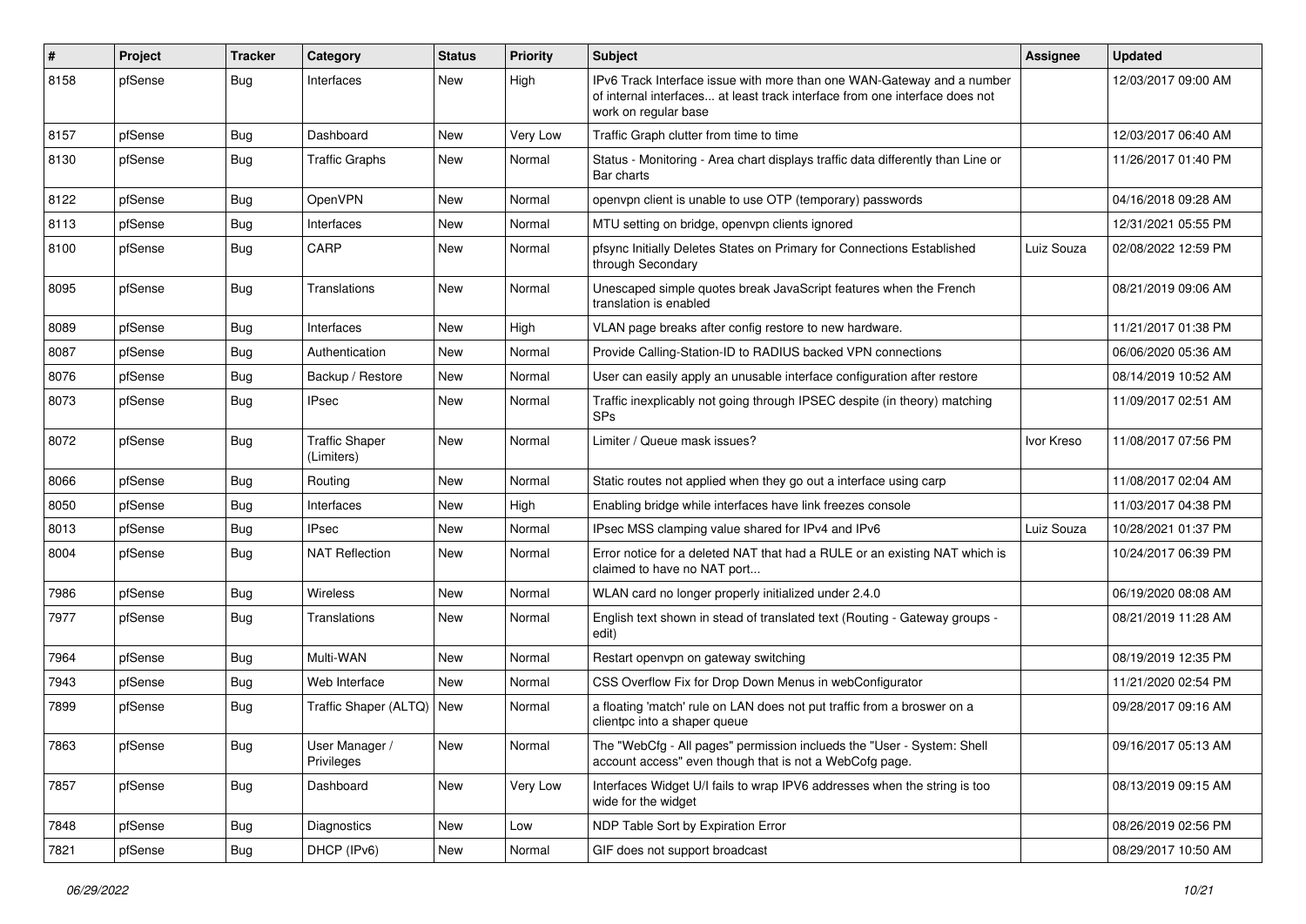| # | Project | Tracker | Category | Status | Priority | Subject | Assignee | Updated |
|---|---|---|---|---|---|---|---|---|
| 8158 | pfSense | Bug | Interfaces | New | High | IPv6 Track Interface issue with more than one WAN-Gateway and a number of internal interfaces... at least track interface from one interface does not work on regular base | | 12/03/2017 09:00 AM |
| 8157 | pfSense | Bug | Dashboard | New | Very Low | Traffic Graph clutter from time to time | | 12/03/2017 06:40 AM |
| 8130 | pfSense | Bug | Traffic Graphs | New | Normal | Status - Monitoring - Area chart displays traffic data differently than Line or Bar charts | | 11/26/2017 01:40 PM |
| 8122 | pfSense | Bug | OpenVPN | New | Normal | openvpn client is unable to use OTP (temporary) passwords | | 04/16/2018 09:28 AM |
| 8113 | pfSense | Bug | Interfaces | New | Normal | MTU setting on bridge, openvpn clients ignored | | 12/31/2021 05:55 PM |
| 8100 | pfSense | Bug | CARP | New | Normal | pfsync Initially Deletes States on Primary for Connections Established through Secondary | Luiz Souza | 02/08/2022 12:59 PM |
| 8095 | pfSense | Bug | Translations | New | Normal | Unescaped simple quotes break JavaScript features when the French translation is enabled | | 08/21/2019 09:06 AM |
| 8089 | pfSense | Bug | Interfaces | New | High | VLAN page breaks after config restore to new hardware. | | 11/21/2017 01:38 PM |
| 8087 | pfSense | Bug | Authentication | New | Normal | Provide Calling-Station-ID to RADIUS backed VPN connections | | 06/06/2020 05:36 AM |
| 8076 | pfSense | Bug | Backup / Restore | New | Normal | User can easily apply an unusable interface configuration after restore | | 08/14/2019 10:52 AM |
| 8073 | pfSense | Bug | IPsec | New | Normal | Traffic inexplicably not going through IPSEC despite (in theory) matching SPs | | 11/09/2017 02:51 AM |
| 8072 | pfSense | Bug | Traffic Shaper (Limiters) | New | Normal | Limiter / Queue mask issues? | Ivor Kreso | 11/08/2017 07:56 PM |
| 8066 | pfSense | Bug | Routing | New | Normal | Static routes not applied when they go out a interface using carp | | 11/08/2017 02:04 AM |
| 8050 | pfSense | Bug | Interfaces | New | High | Enabling bridge while interfaces have link freezes console | | 11/03/2017 04:38 PM |
| 8013 | pfSense | Bug | IPsec | New | Normal | IPsec MSS clamping value shared for IPv4 and IPv6 | Luiz Souza | 10/28/2021 01:37 PM |
| 8004 | pfSense | Bug | NAT Reflection | New | Normal | Error notice for a deleted NAT that had a RULE or an existing NAT which is claimed to have no NAT port... | | 10/24/2017 06:39 PM |
| 7986 | pfSense | Bug | Wireless | New | Normal | WLAN card no longer properly initialized under 2.4.0 | | 06/19/2020 08:08 AM |
| 7977 | pfSense | Bug | Translations | New | Normal | English text shown in stead of translated text (Routing - Gateway groups - edit) | | 08/21/2019 11:28 AM |
| 7964 | pfSense | Bug | Multi-WAN | New | Normal | Restart openvpn on gateway switching | | 08/19/2019 12:35 PM |
| 7943 | pfSense | Bug | Web Interface | New | Normal | CSS Overflow Fix for Drop Down Menus in webConfigurator | | 11/21/2020 02:54 PM |
| 7899 | pfSense | Bug | Traffic Shaper (ALTQ) | New | Normal | a floating 'match' rule on LAN does not put traffic from a broswer on a clientpc into a shaper queue | | 09/28/2017 09:16 AM |
| 7863 | pfSense | Bug | User Manager / Privileges | New | Normal | The "WebCfg - All pages" permission inclueds the "User - System: Shell account access" even though that is not a WebCofg page. | | 09/16/2017 05:13 AM |
| 7857 | pfSense | Bug | Dashboard | New | Very Low | Interfaces Widget U/I fails to wrap IPV6 addresses when the string is too wide for the widget | | 08/13/2019 09:15 AM |
| 7848 | pfSense | Bug | Diagnostics | New | Low | NDP Table Sort by Expiration Error | | 08/26/2019 02:56 PM |
| 7821 | pfSense | Bug | DHCP (IPv6) | New | Normal | GIF does not support broadcast | | 08/29/2017 10:50 AM |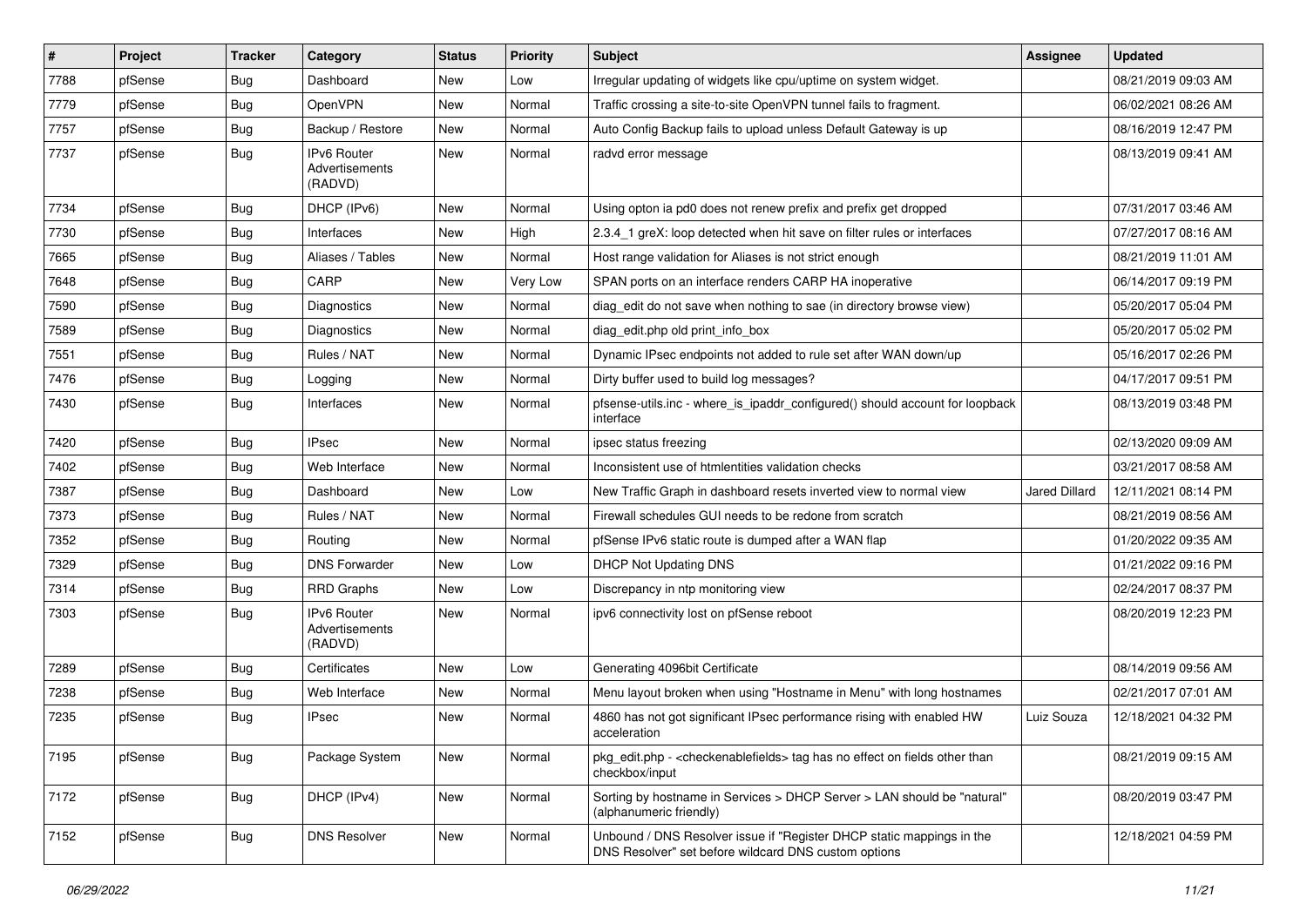| # | Project | Tracker | Category | Status | Priority | Subject | Assignee | Updated |
|---|---|---|---|---|---|---|---|---|
| 7788 | pfSense | Bug | Dashboard | New | Low | Irregular updating of widgets like cpu/uptime on system widget. | | 08/21/2019 09:03 AM |
| 7779 | pfSense | Bug | OpenVPN | New | Normal | Traffic crossing a site-to-site OpenVPN tunnel fails to fragment. | | 06/02/2021 08:26 AM |
| 7757 | pfSense | Bug | Backup / Restore | New | Normal | Auto Config Backup fails to upload unless Default Gateway is up | | 08/16/2019 12:47 PM |
| 7737 | pfSense | Bug | IPv6 Router Advertisements (RADVD) | New | Normal | radvd error message | | 08/13/2019 09:41 AM |
| 7734 | pfSense | Bug | DHCP (IPv6) | New | Normal | Using opton ia pd0 does not renew prefix and prefix get dropped | | 07/31/2017 03:46 AM |
| 7730 | pfSense | Bug | Interfaces | New | High | 2.3.4_1 greX: loop detected when hit save on filter rules or interfaces | | 07/27/2017 08:16 AM |
| 7665 | pfSense | Bug | Aliases / Tables | New | Normal | Host range validation for Aliases is not strict enough | | 08/21/2019 11:01 AM |
| 7648 | pfSense | Bug | CARP | New | Very Low | SPAN ports on an interface renders CARP HA inoperative | | 06/14/2017 09:19 PM |
| 7590 | pfSense | Bug | Diagnostics | New | Normal | diag_edit do not save when nothing to sae (in directory browse view) | | 05/20/2017 05:04 PM |
| 7589 | pfSense | Bug | Diagnostics | New | Normal | diag_edit.php old print_info_box | | 05/20/2017 05:02 PM |
| 7551 | pfSense | Bug | Rules / NAT | New | Normal | Dynamic IPsec endpoints not added to rule set after WAN down/up | | 05/16/2017 02:26 PM |
| 7476 | pfSense | Bug | Logging | New | Normal | Dirty buffer used to build log messages? | | 04/17/2017 09:51 PM |
| 7430 | pfSense | Bug | Interfaces | New | Normal | pfsense-utils.inc - where_is_ipaddr_configured() should account for loopback interface | | 08/13/2019 03:48 PM |
| 7420 | pfSense | Bug | IPsec | New | Normal | ipsec status freezing | | 02/13/2020 09:09 AM |
| 7402 | pfSense | Bug | Web Interface | New | Normal | Inconsistent use of htmlentities validation checks | | 03/21/2017 08:58 AM |
| 7387 | pfSense | Bug | Dashboard | New | Low | New Traffic Graph in dashboard resets inverted view to normal view | Jared Dillard | 12/11/2021 08:14 PM |
| 7373 | pfSense | Bug | Rules / NAT | New | Normal | Firewall schedules GUI needs to be redone from scratch | | 08/21/2019 08:56 AM |
| 7352 | pfSense | Bug | Routing | New | Normal | pfSense IPv6 static route is dumped after a WAN flap | | 01/20/2022 09:35 AM |
| 7329 | pfSense | Bug | DNS Forwarder | New | Low | DHCP Not Updating DNS | | 01/21/2022 09:16 PM |
| 7314 | pfSense | Bug | RRD Graphs | New | Low | Discrepancy in ntp monitoring view | | 02/24/2017 08:37 PM |
| 7303 | pfSense | Bug | IPv6 Router Advertisements (RADVD) | New | Normal | ipv6 connectivity lost on pfSense reboot | | 08/20/2019 12:23 PM |
| 7289 | pfSense | Bug | Certificates | New | Low | Generating 4096bit Certificate | | 08/14/2019 09:56 AM |
| 7238 | pfSense | Bug | Web Interface | New | Normal | Menu layout broken when using "Hostname in Menu" with long hostnames | | 02/21/2017 07:01 AM |
| 7235 | pfSense | Bug | IPsec | New | Normal | 4860 has not got significant IPsec performance rising with enabled HW acceleration | Luiz Souza | 12/18/2021 04:32 PM |
| 7195 | pfSense | Bug | Package System | New | Normal | pkg_edit.php - <checkenablefields> tag has no effect on fields other than checkbox/input | | 08/21/2019 09:15 AM |
| 7172 | pfSense | Bug | DHCP (IPv4) | New | Normal | Sorting by hostname in Services > DHCP Server > LAN should be "natural" (alphanumeric friendly) | | 08/20/2019 03:47 PM |
| 7152 | pfSense | Bug | DNS Resolver | New | Normal | Unbound / DNS Resolver issue if "Register DHCP static mappings in the DNS Resolver" set before wildcard DNS custom options | | 12/18/2021 04:59 PM |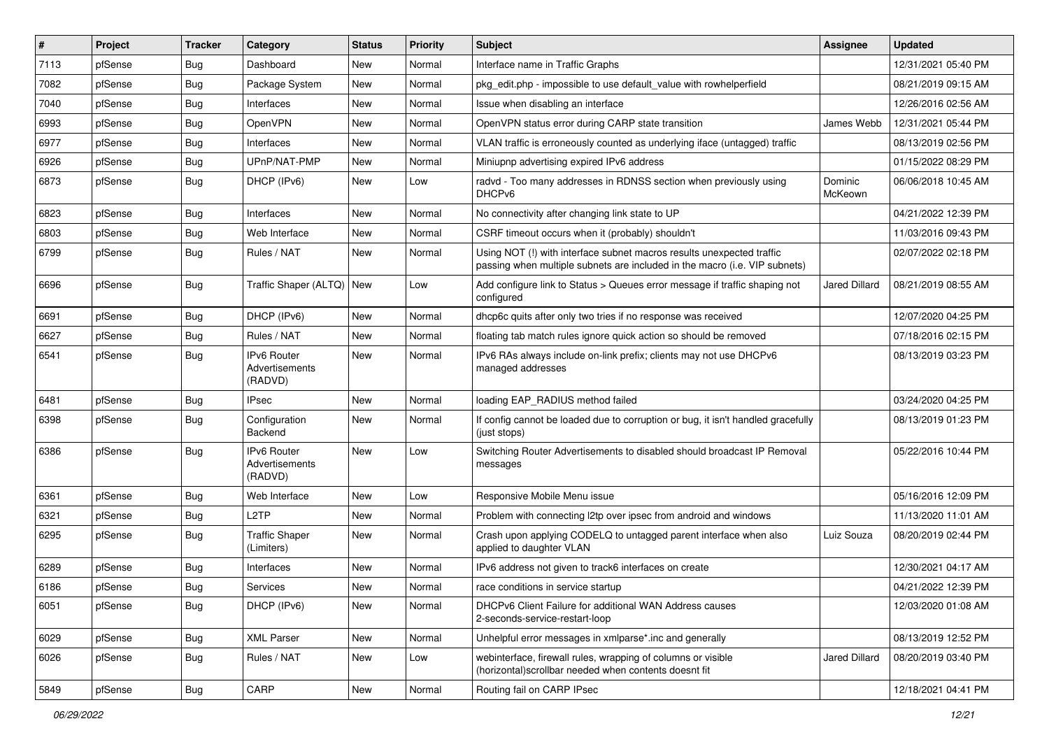| # | Project | Tracker | Category | Status | Priority | Subject | Assignee | Updated |
|---|---|---|---|---|---|---|---|---|
| 7113 | pfSense | Bug | Dashboard | New | Normal | Interface name in Traffic Graphs | | 12/31/2021 05:40 PM |
| 7082 | pfSense | Bug | Package System | New | Normal | pkg_edit.php - impossible to use default_value with rowhelperfield | | 08/21/2019 09:15 AM |
| 7040 | pfSense | Bug | Interfaces | New | Normal | Issue when disabling an interface | | 12/26/2016 02:56 AM |
| 6993 | pfSense | Bug | OpenVPN | New | Normal | OpenVPN status error during CARP state transition | James Webb | 12/31/2021 05:44 PM |
| 6977 | pfSense | Bug | Interfaces | New | Normal | VLAN traffic is erroneously counted as underlying iface (untagged) traffic | | 08/13/2019 02:56 PM |
| 6926 | pfSense | Bug | UPnP/NAT-PMP | New | Normal | Miniupnp advertising expired IPv6 address | | 01/15/2022 08:29 PM |
| 6873 | pfSense | Bug | DHCP (IPv6) | New | Low | radvd - Too many addresses in RDNSS section when previously using DHCPv6 | Dominic McKeown | 06/06/2018 10:45 AM |
| 6823 | pfSense | Bug | Interfaces | New | Normal | No connectivity after changing link state to UP | | 04/21/2022 12:39 PM |
| 6803 | pfSense | Bug | Web Interface | New | Normal | CSRF timeout occurs when it (probably) shouldn't | | 11/03/2016 09:43 PM |
| 6799 | pfSense | Bug | Rules / NAT | New | Normal | Using NOT (!) with interface subnet macros results unexpected traffic passing when multiple subnets are included in the macro (i.e. VIP subnets) | | 02/07/2022 02:18 PM |
| 6696 | pfSense | Bug | Traffic Shaper (ALTQ) | New | Low | Add configure link to Status > Queues error message if traffic shaping not configured | Jared Dillard | 08/21/2019 08:55 AM |
| 6691 | pfSense | Bug | DHCP (IPv6) | New | Normal | dhcp6c quits after only two tries if no response was received | | 12/07/2020 04:25 PM |
| 6627 | pfSense | Bug | Rules / NAT | New | Normal | floating tab match rules ignore quick action so should be removed | | 07/18/2016 02:15 PM |
| 6541 | pfSense | Bug | IPv6 Router Advertisements (RADVD) | New | Normal | IPv6 RAs always include on-link prefix; clients may not use DHCPv6 managed addresses | | 08/13/2019 03:23 PM |
| 6481 | pfSense | Bug | IPsec | New | Normal | loading EAP_RADIUS method failed | | 03/24/2020 04:25 PM |
| 6398 | pfSense | Bug | Configuration Backend | New | Normal | If config cannot be loaded due to corruption or bug, it isn't handled gracefully (just stops) | | 08/13/2019 01:23 PM |
| 6386 | pfSense | Bug | IPv6 Router Advertisements (RADVD) | New | Low | Switching Router Advertisements to disabled should broadcast IP Removal messages | | 05/22/2016 10:44 PM |
| 6361 | pfSense | Bug | Web Interface | New | Low | Responsive Mobile Menu issue | | 05/16/2016 12:09 PM |
| 6321 | pfSense | Bug | L2TP | New | Normal | Problem with connecting l2tp over ipsec from android and windows | | 11/13/2020 11:01 AM |
| 6295 | pfSense | Bug | Traffic Shaper (Limiters) | New | Normal | Crash upon applying CODELQ to untagged parent interface when also applied to daughter VLAN | Luiz Souza | 08/20/2019 02:44 PM |
| 6289 | pfSense | Bug | Interfaces | New | Normal | IPv6 address not given to track6 interfaces on create | | 12/30/2021 04:17 AM |
| 6186 | pfSense | Bug | Services | New | Normal | race conditions in service startup | | 04/21/2022 12:39 PM |
| 6051 | pfSense | Bug | DHCP (IPv6) | New | Normal | DHCPv6 Client Failure for additional WAN Address causes 2-seconds-service-restart-loop | | 12/03/2020 01:08 AM |
| 6029 | pfSense | Bug | XML Parser | New | Normal | Unhelpful error messages in xmlparse*.inc and generally | | 08/13/2019 12:52 PM |
| 6026 | pfSense | Bug | Rules / NAT | New | Low | webinterface, firewall rules, wrapping of columns or visible (horizontal)scrollbar needed when contents doesnt fit | Jared Dillard | 08/20/2019 03:40 PM |
| 5849 | pfSense | Bug | CARP | New | Normal | Routing fail on CARP IPsec | | 12/18/2021 04:41 PM |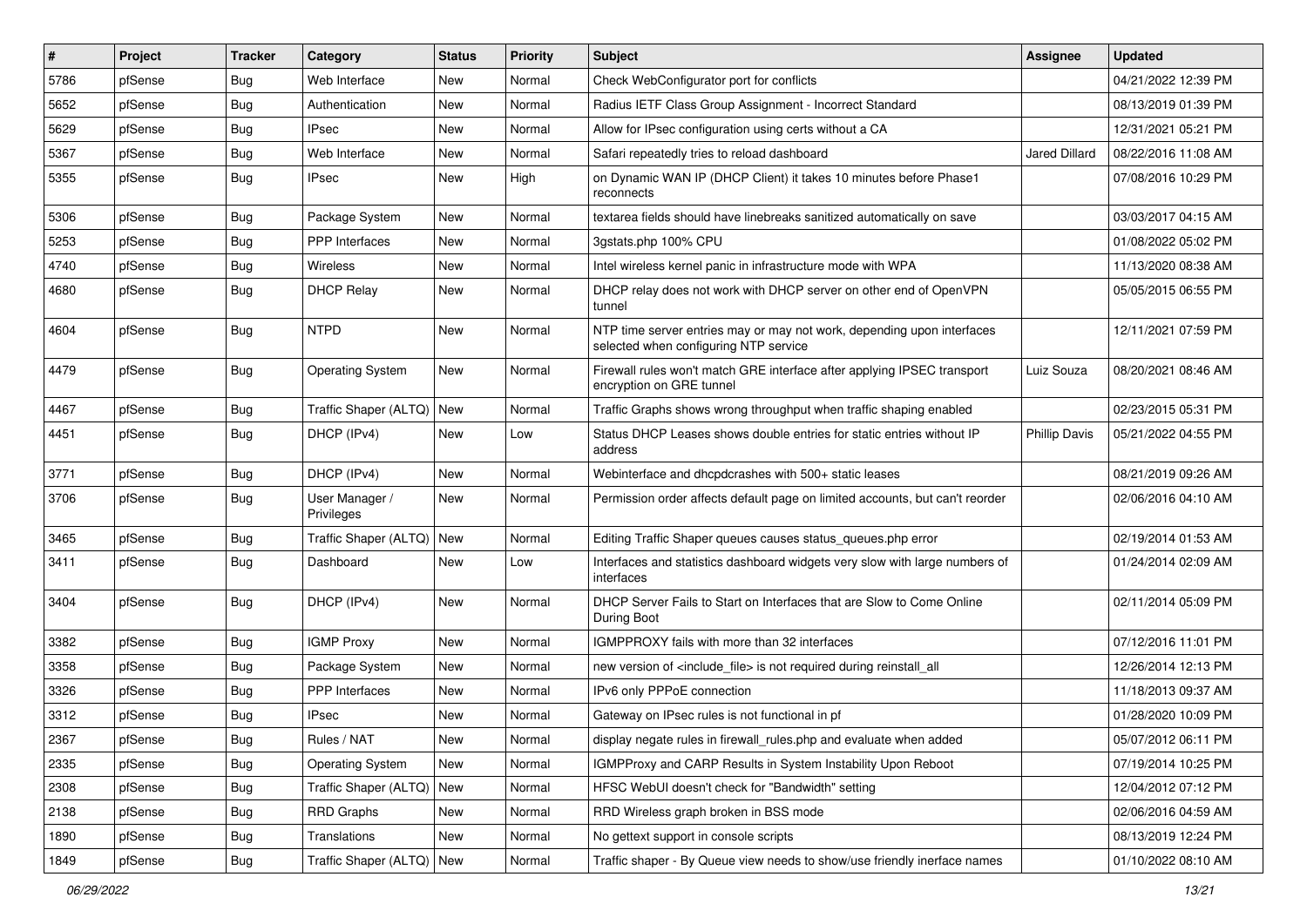| # | Project | Tracker | Category | Status | Priority | Subject | Assignee | Updated |
|---|---|---|---|---|---|---|---|---|
| 5786 | pfSense | Bug | Web Interface | New | Normal | Check WebConfigurator port for conflicts | | 04/21/2022 12:39 PM |
| 5652 | pfSense | Bug | Authentication | New | Normal | Radius IETF Class Group Assignment - Incorrect Standard | | 08/13/2019 01:39 PM |
| 5629 | pfSense | Bug | IPsec | New | Normal | Allow for IPsec configuration using certs without a CA | | 12/31/2021 05:21 PM |
| 5367 | pfSense | Bug | Web Interface | New | Normal | Safari repeatedly tries to reload dashboard | Jared Dillard | 08/22/2016 11:08 AM |
| 5355 | pfSense | Bug | IPsec | New | High | on Dynamic WAN IP (DHCP Client) it takes 10 minutes before Phase1 reconnects | | 07/08/2016 10:29 PM |
| 5306 | pfSense | Bug | Package System | New | Normal | textarea fields should have linebreaks sanitized automatically on save | | 03/03/2017 04:15 AM |
| 5253 | pfSense | Bug | PPP Interfaces | New | Normal | 3gstats.php 100% CPU | | 01/08/2022 05:02 PM |
| 4740 | pfSense | Bug | Wireless | New | Normal | Intel wireless kernel panic in infrastructure mode with WPA | | 11/13/2020 08:38 AM |
| 4680 | pfSense | Bug | DHCP Relay | New | Normal | DHCP relay does not work with DHCP server on other end of OpenVPN tunnel | | 05/05/2015 06:55 PM |
| 4604 | pfSense | Bug | NTPD | New | Normal | NTP time server entries may or may not work, depending upon interfaces selected when configuring NTP service | | 12/11/2021 07:59 PM |
| 4479 | pfSense | Bug | Operating System | New | Normal | Firewall rules won't match GRE interface after applying IPSEC transport encryption on GRE tunnel | Luiz Souza | 08/20/2021 08:46 AM |
| 4467 | pfSense | Bug | Traffic Shaper (ALTQ) | New | Normal | Traffic Graphs shows wrong throughput when traffic shaping enabled | | 02/23/2015 05:31 PM |
| 4451 | pfSense | Bug | DHCP (IPv4) | New | Low | Status DHCP Leases shows double entries for static entries without IP address | Phillip Davis | 05/21/2022 04:55 PM |
| 3771 | pfSense | Bug | DHCP (IPv4) | New | Normal | Webinterface and dhcpdcrashes with 500+ static leases | | 08/21/2019 09:26 AM |
| 3706 | pfSense | Bug | User Manager / Privileges | New | Normal | Permission order affects default page on limited accounts, but can't reorder | | 02/06/2016 04:10 AM |
| 3465 | pfSense | Bug | Traffic Shaper (ALTQ) | New | Normal | Editing Traffic Shaper queues causes status_queues.php error | | 02/19/2014 01:53 AM |
| 3411 | pfSense | Bug | Dashboard | New | Low | Interfaces and statistics dashboard widgets very slow with large numbers of interfaces | | 01/24/2014 02:09 AM |
| 3404 | pfSense | Bug | DHCP (IPv4) | New | Normal | DHCP Server Fails to Start on Interfaces that are Slow to Come Online During Boot | | 02/11/2014 05:09 PM |
| 3382 | pfSense | Bug | IGMP Proxy | New | Normal | IGMPPROXY fails with more than 32 interfaces | | 07/12/2016 11:01 PM |
| 3358 | pfSense | Bug | Package System | New | Normal | new version of <include_file> is not required during reinstall_all | | 12/26/2014 12:13 PM |
| 3326 | pfSense | Bug | PPP Interfaces | New | Normal | IPv6 only PPPoE connection | | 11/18/2013 09:37 AM |
| 3312 | pfSense | Bug | IPsec | New | Normal | Gateway on IPsec rules is not functional in pf | | 01/28/2020 10:09 PM |
| 2367 | pfSense | Bug | Rules / NAT | New | Normal | display negate rules in firewall_rules.php and evaluate when added | | 05/07/2012 06:11 PM |
| 2335 | pfSense | Bug | Operating System | New | Normal | IGMPProxy and CARP Results in System Instability Upon Reboot | | 07/19/2014 10:25 PM |
| 2308 | pfSense | Bug | Traffic Shaper (ALTQ) | New | Normal | HFSC WebUI doesn't check for "Bandwidth" setting | | 12/04/2012 07:12 PM |
| 2138 | pfSense | Bug | RRD Graphs | New | Normal | RRD Wireless graph broken in BSS mode | | 02/06/2016 04:59 AM |
| 1890 | pfSense | Bug | Translations | New | Normal | No gettext support in console scripts | | 08/13/2019 12:24 PM |
| 1849 | pfSense | Bug | Traffic Shaper (ALTQ) | New | Normal | Traffic shaper - By Queue view needs to show/use friendly inerface names | | 01/10/2022 08:10 AM |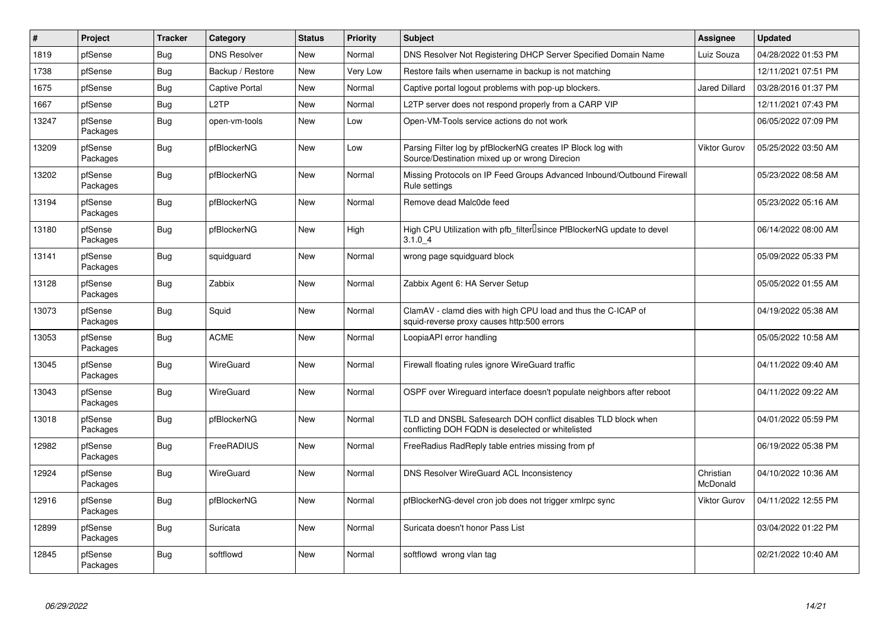| # | Project | Tracker | Category | Status | Priority | Subject | Assignee | Updated |
|---|---|---|---|---|---|---|---|---|
| 1819 | pfSense | Bug | DNS Resolver | New | Normal | DNS Resolver Not Registering DHCP Server Specified Domain Name | Luiz Souza | 04/28/2022 01:53 PM |
| 1738 | pfSense | Bug | Backup / Restore | New | Very Low | Restore fails when username in backup is not matching | | 12/11/2021 07:51 PM |
| 1675 | pfSense | Bug | Captive Portal | New | Normal | Captive portal logout problems with pop-up blockers. | Jared Dillard | 03/28/2016 01:37 PM |
| 1667 | pfSense | Bug | L2TP | New | Normal | L2TP server does not respond properly from a CARP VIP | | 12/11/2021 07:43 PM |
| 13247 | pfSense Packages | Bug | open-vm-tools | New | Low | Open-VM-Tools service actions do not work | | 06/05/2022 07:09 PM |
| 13209 | pfSense Packages | Bug | pfBlockerNG | New | Low | Parsing Filter log by pfBlockerNG creates IP Block log with Source/Destination mixed up or wrong Direcion | Viktor Gurov | 05/25/2022 03:50 AM |
| 13202 | pfSense Packages | Bug | pfBlockerNG | New | Normal | Missing Protocols on IP Feed Groups Advanced Inbound/Outbound Firewall Rule settings | | 05/23/2022 08:58 AM |
| 13194 | pfSense Packages | Bug | pfBlockerNG | New | Normal | Remove dead Malc0de feed | | 05/23/2022 05:16 AM |
| 13180 | pfSense Packages | Bug | pfBlockerNG | New | High | High CPU Utilization with pfb_filter since PfBlockerNG update to devel 3.1.0_4 | | 06/14/2022 08:00 AM |
| 13141 | pfSense Packages | Bug | squidguard | New | Normal | wrong page squidguard block | | 05/09/2022 05:33 PM |
| 13128 | pfSense Packages | Bug | Zabbix | New | Normal | Zabbix Agent 6: HA Server Setup | | 05/05/2022 01:55 AM |
| 13073 | pfSense Packages | Bug | Squid | New | Normal | ClamAV - clamd dies with high CPU load and thus the C-ICAP of squid-reverse proxy causes http:500 errors | | 04/19/2022 05:38 AM |
| 13053 | pfSense Packages | Bug | ACME | New | Normal | LoopiaAPI error handling | | 05/05/2022 10:58 AM |
| 13045 | pfSense Packages | Bug | WireGuard | New | Normal | Firewall floating rules ignore WireGuard traffic | | 04/11/2022 09:40 AM |
| 13043 | pfSense Packages | Bug | WireGuard | New | Normal | OSPF over Wireguard interface doesn't populate neighbors after reboot | | 04/11/2022 09:22 AM |
| 13018 | pfSense Packages | Bug | pfBlockerNG | New | Normal | TLD and DNSBL Safesearch DOH conflict disables TLD block when conflicting DOH FQDN is deselected or whitelisted | | 04/01/2022 05:59 PM |
| 12982 | pfSense Packages | Bug | FreeRADIUS | New | Normal | FreeRadius RadReply table entries missing from pf | | 06/19/2022 05:38 PM |
| 12924 | pfSense Packages | Bug | WireGuard | New | Normal | DNS Resolver WireGuard ACL Inconsistency | Christian McDonald | 04/10/2022 10:36 AM |
| 12916 | pfSense Packages | Bug | pfBlockerNG | New | Normal | pfBlockerNG-devel cron job does not trigger xmlrpc sync | Viktor Gurov | 04/11/2022 12:55 PM |
| 12899 | pfSense Packages | Bug | Suricata | New | Normal | Suricata doesn't honor Pass List | | 03/04/2022 01:22 PM |
| 12845 | pfSense Packages | Bug | softflowd | New | Normal | softflowd wrong vlan tag | | 02/21/2022 10:40 AM |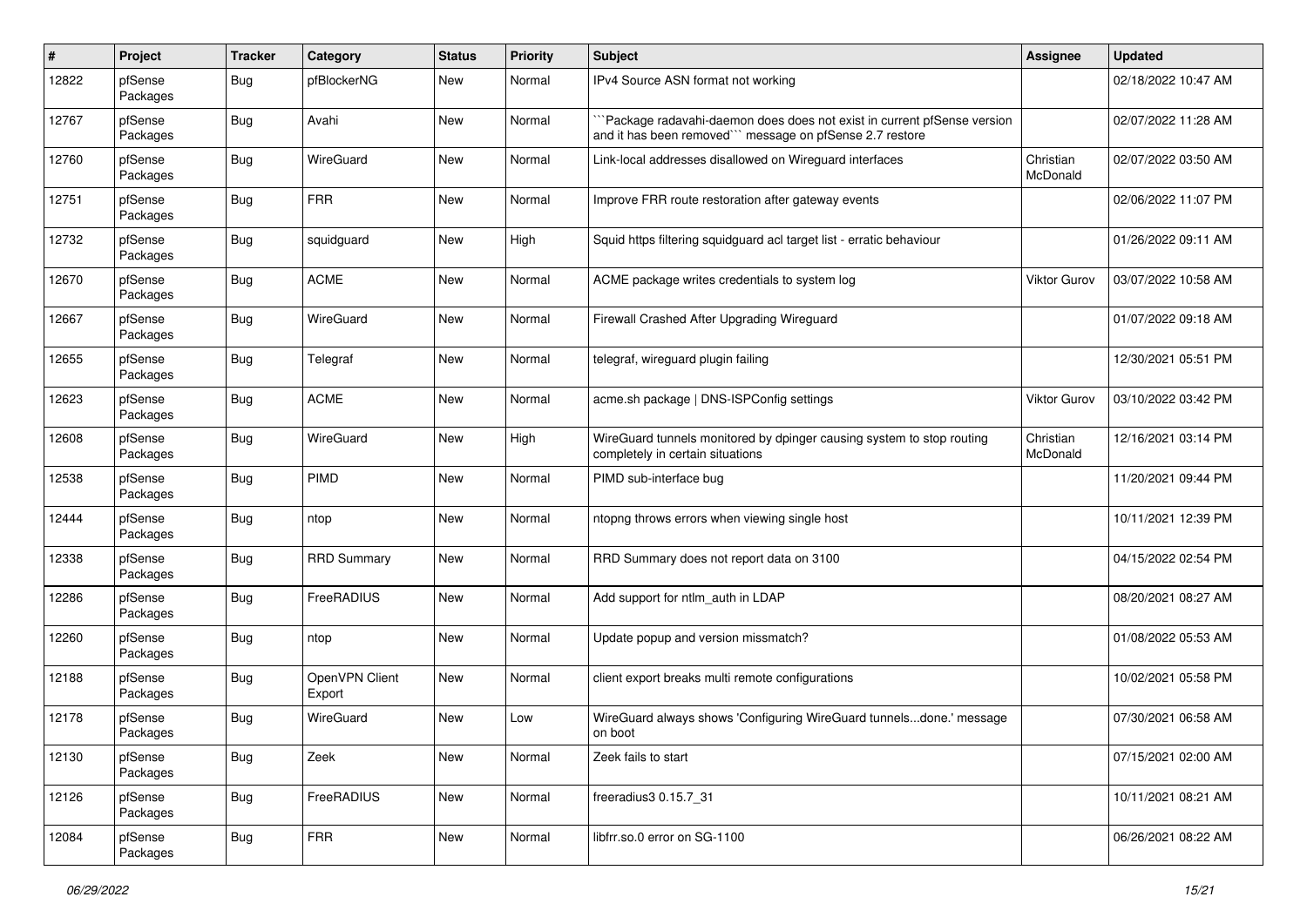| # | Project | Tracker | Category | Status | Priority | Subject | Assignee | Updated |
|---|---|---|---|---|---|---|---|---|
| 12822 | pfSense Packages | Bug | pfBlockerNG | New | Normal | IPv4 Source ASN format not working | | 02/18/2022 10:47 AM |
| 12767 | pfSense Packages | Bug | Avahi | New | Normal | ```Package radavahi-daemon does does not exist in current pfSense version and it has been removed``` message on pfSense 2.7 restore | | 02/07/2022 11:28 AM |
| 12760 | pfSense Packages | Bug | WireGuard | New | Normal | Link-local addresses disallowed on Wireguard interfaces | Christian McDonald | 02/07/2022 03:50 AM |
| 12751 | pfSense Packages | Bug | FRR | New | Normal | Improve FRR route restoration after gateway events | | 02/06/2022 11:07 PM |
| 12732 | pfSense Packages | Bug | squidguard | New | High | Squid https filtering squidguard acl target list - erratic behaviour | | 01/26/2022 09:11 AM |
| 12670 | pfSense Packages | Bug | ACME | New | Normal | ACME package writes credentials to system log | Viktor Gurov | 03/07/2022 10:58 AM |
| 12667 | pfSense Packages | Bug | WireGuard | New | Normal | Firewall Crashed After Upgrading Wireguard | | 01/07/2022 09:18 AM |
| 12655 | pfSense Packages | Bug | Telegraf | New | Normal | telegraf, wireguard plugin failing | | 12/30/2021 05:51 PM |
| 12623 | pfSense Packages | Bug | ACME | New | Normal | acme.sh package \| DNS-ISPConfig settings | Viktor Gurov | 03/10/2022 03:42 PM |
| 12608 | pfSense Packages | Bug | WireGuard | New | High | WireGuard tunnels monitored by dpinger causing system to stop routing completely in certain situations | Christian McDonald | 12/16/2021 03:14 PM |
| 12538 | pfSense Packages | Bug | PIMD | New | Normal | PIMD sub-interface bug | | 11/20/2021 09:44 PM |
| 12444 | pfSense Packages | Bug | ntop | New | Normal | ntopng throws errors when viewing single host | | 10/11/2021 12:39 PM |
| 12338 | pfSense Packages | Bug | RRD Summary | New | Normal | RRD Summary does not report data on 3100 | | 04/15/2022 02:54 PM |
| 12286 | pfSense Packages | Bug | FreeRADIUS | New | Normal | Add support for ntlm_auth in LDAP | | 08/20/2021 08:27 AM |
| 12260 | pfSense Packages | Bug | ntop | New | Normal | Update popup and version missmatch? | | 01/08/2022 05:53 AM |
| 12188 | pfSense Packages | Bug | OpenVPN Client Export | New | Normal | client export breaks multi remote configurations | | 10/02/2021 05:58 PM |
| 12178 | pfSense Packages | Bug | WireGuard | New | Low | WireGuard always shows 'Configuring WireGuard tunnels...done.' message on boot | | 07/30/2021 06:58 AM |
| 12130 | pfSense Packages | Bug | Zeek | New | Normal | Zeek fails to start | | 07/15/2021 02:00 AM |
| 12126 | pfSense Packages | Bug | FreeRADIUS | New | Normal | freeradius3 0.15.7_31 | | 10/11/2021 08:21 AM |
| 12084 | pfSense Packages | Bug | FRR | New | Normal | libfrr.so.0 error on SG-1100 | | 06/26/2021 08:22 AM |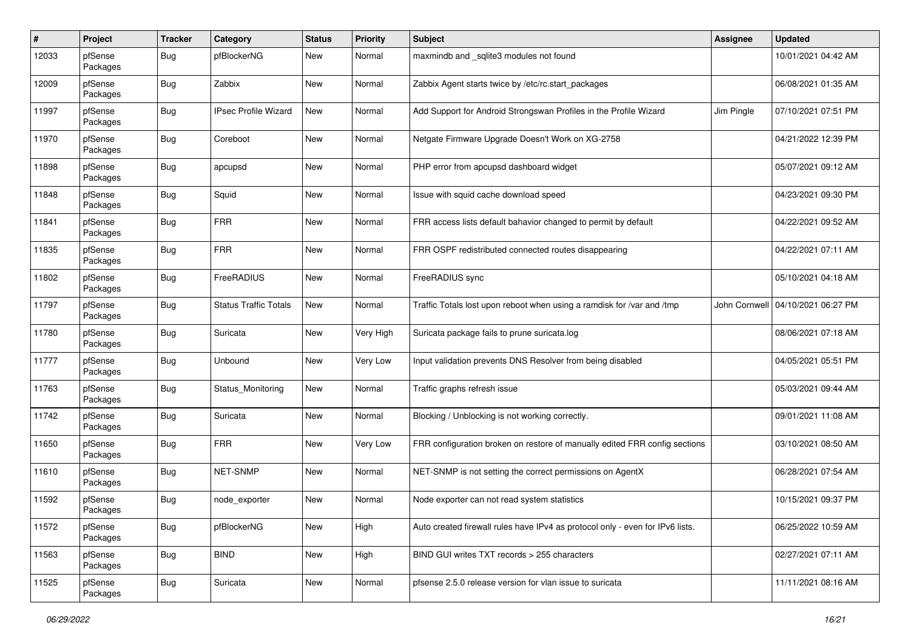| # | Project | Tracker | Category | Status | Priority | Subject | Assignee | Updated |
|---|---|---|---|---|---|---|---|---|
| 12033 | pfSense Packages | Bug | pfBlockerNG | New | Normal | maxmindb and _sqlite3 modules not found | | 10/01/2021 04:42 AM |
| 12009 | pfSense Packages | Bug | Zabbix | New | Normal | Zabbix Agent starts twice by /etc/rc.start_packages | | 06/08/2021 01:35 AM |
| 11997 | pfSense Packages | Bug | IPsec Profile Wizard | New | Normal | Add Support for Android Strongswan Profiles in the Profile Wizard | Jim Pingle | 07/10/2021 07:51 PM |
| 11970 | pfSense Packages | Bug | Coreboot | New | Normal | Netgate Firmware Upgrade Doesn't Work on XG-2758 | | 04/21/2022 12:39 PM |
| 11898 | pfSense Packages | Bug | apcupsd | New | Normal | PHP error from apcupsd dashboard widget | | 05/07/2021 09:12 AM |
| 11848 | pfSense Packages | Bug | Squid | New | Normal | Issue with squid cache download speed | | 04/23/2021 09:30 PM |
| 11841 | pfSense Packages | Bug | FRR | New | Normal | FRR access lists default bahavior changed to permit by default | | 04/22/2021 09:52 AM |
| 11835 | pfSense Packages | Bug | FRR | New | Normal | FRR OSPF redistributed connected routes disappearing | | 04/22/2021 07:11 AM |
| 11802 | pfSense Packages | Bug | FreeRADIUS | New | Normal | FreeRADIUS sync | | 05/10/2021 04:18 AM |
| 11797 | pfSense Packages | Bug | Status Traffic Totals | New | Normal | Traffic Totals lost upon reboot when using a ramdisk for /var and /tmp | John Cornwell | 04/10/2021 06:27 PM |
| 11780 | pfSense Packages | Bug | Suricata | New | Very High | Suricata package fails to prune suricata.log | | 08/06/2021 07:18 AM |
| 11777 | pfSense Packages | Bug | Unbound | New | Very Low | Input validation prevents DNS Resolver from being disabled | | 04/05/2021 05:51 PM |
| 11763 | pfSense Packages | Bug | Status_Monitoring | New | Normal | Traffic graphs refresh issue | | 05/03/2021 09:44 AM |
| 11742 | pfSense Packages | Bug | Suricata | New | Normal | Blocking / Unblocking is not working correctly. | | 09/01/2021 11:08 AM |
| 11650 | pfSense Packages | Bug | FRR | New | Very Low | FRR configuration broken on restore of manually edited FRR config sections | | 03/10/2021 08:50 AM |
| 11610 | pfSense Packages | Bug | NET-SNMP | New | Normal | NET-SNMP is not setting the correct permissions on AgentX | | 06/28/2021 07:54 AM |
| 11592 | pfSense Packages | Bug | node_exporter | New | Normal | Node exporter can not read system statistics | | 10/15/2021 09:37 PM |
| 11572 | pfSense Packages | Bug | pfBlockerNG | New | High | Auto created firewall rules have IPv4 as protocol only - even for IPv6 lists. | | 06/25/2022 10:59 AM |
| 11563 | pfSense Packages | Bug | BIND | New | High | BIND GUI writes TXT records > 255 characters | | 02/27/2021 07:11 AM |
| 11525 | pfSense Packages | Bug | Suricata | New | Normal | pfsense 2.5.0 release version for vlan issue to suricata | | 11/11/2021 08:16 AM |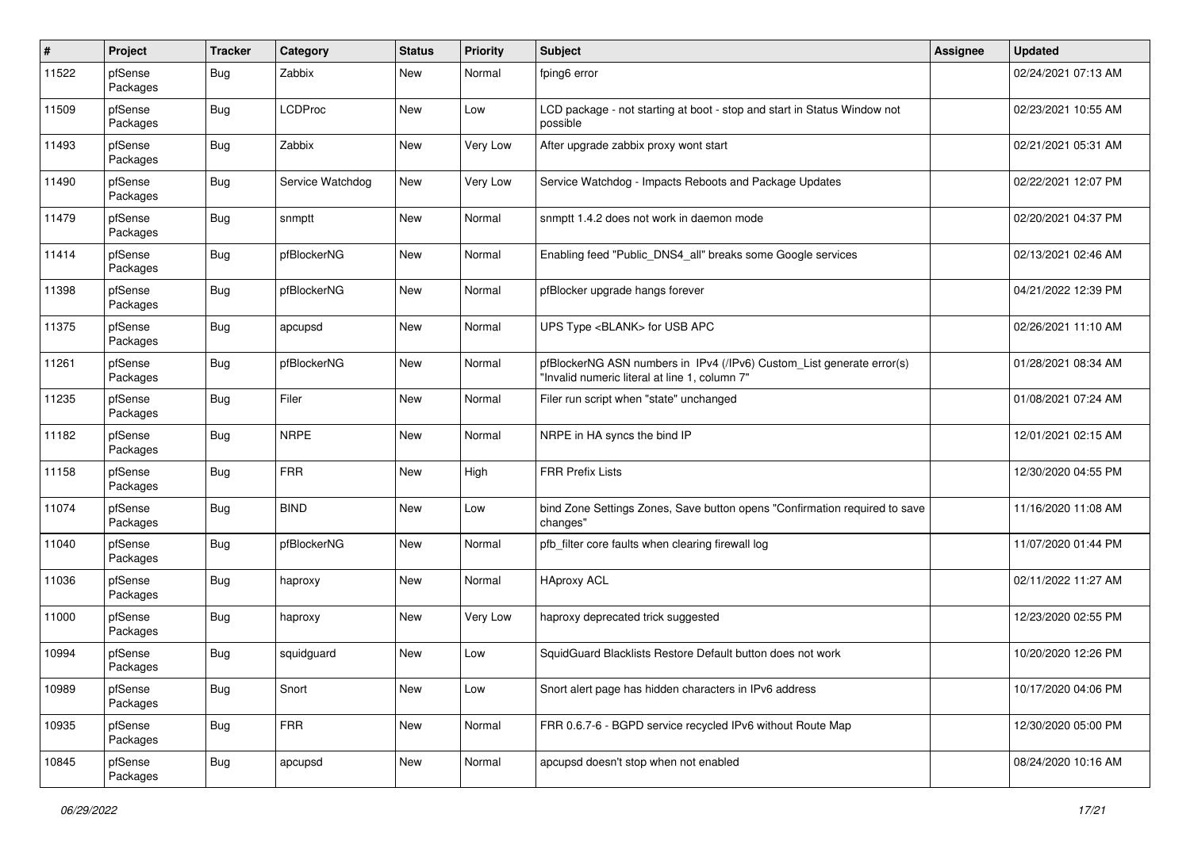| # | Project | Tracker | Category | Status | Priority | Subject | Assignee | Updated |
|---|---|---|---|---|---|---|---|---|
| 11522 | pfSense Packages | Bug | Zabbix | New | Normal | fping6 error | | 02/24/2021 07:13 AM |
| 11509 | pfSense Packages | Bug | LCDProc | New | Low | LCD package - not starting at boot - stop and start in Status Window not possible | | 02/23/2021 10:55 AM |
| 11493 | pfSense Packages | Bug | Zabbix | New | Very Low | After upgrade zabbix proxy wont start | | 02/21/2021 05:31 AM |
| 11490 | pfSense Packages | Bug | Service Watchdog | New | Very Low | Service Watchdog - Impacts Reboots and Package Updates | | 02/22/2021 12:07 PM |
| 11479 | pfSense Packages | Bug | snmptt | New | Normal | snmptt 1.4.2 does not work in daemon mode | | 02/20/2021 04:37 PM |
| 11414 | pfSense Packages | Bug | pfBlockerNG | New | Normal | Enabling feed "Public_DNS4_all" breaks some Google services | | 02/13/2021 02:46 AM |
| 11398 | pfSense Packages | Bug | pfBlockerNG | New | Normal | pfBlocker upgrade hangs forever | | 04/21/2022 12:39 PM |
| 11375 | pfSense Packages | Bug | apcupsd | New | Normal | UPS Type <BLANK> for USB APC | | 02/26/2021 11:10 AM |
| 11261 | pfSense Packages | Bug | pfBlockerNG | New | Normal | pfBlockerNG ASN numbers in IPv4 (/IPv6) Custom_List generate error(s) "Invalid numeric literal at line 1, column 7" | | 01/28/2021 08:34 AM |
| 11235 | pfSense Packages | Bug | Filer | New | Normal | Filer run script when "state" unchanged | | 01/08/2021 07:24 AM |
| 11182 | pfSense Packages | Bug | NRPE | New | Normal | NRPE in HA syncs the bind IP | | 12/01/2021 02:15 AM |
| 11158 | pfSense Packages | Bug | FRR | New | High | FRR Prefix Lists | | 12/30/2020 04:55 PM |
| 11074 | pfSense Packages | Bug | BIND | New | Low | bind Zone Settings Zones, Save button opens "Confirmation required to save changes" | | 11/16/2020 11:08 AM |
| 11040 | pfSense Packages | Bug | pfBlockerNG | New | Normal | pfb_filter core faults when clearing firewall log | | 11/07/2020 01:44 PM |
| 11036 | pfSense Packages | Bug | haproxy | New | Normal | HAproxy ACL | | 02/11/2022 11:27 AM |
| 11000 | pfSense Packages | Bug | haproxy | New | Very Low | haproxy deprecated trick suggested | | 12/23/2020 02:55 PM |
| 10994 | pfSense Packages | Bug | squidguard | New | Low | SquidGuard Blacklists Restore Default button does not work | | 10/20/2020 12:26 PM |
| 10989 | pfSense Packages | Bug | Snort | New | Low | Snort alert page has hidden characters in IPv6 address | | 10/17/2020 04:06 PM |
| 10935 | pfSense Packages | Bug | FRR | New | Normal | FRR 0.6.7-6 - BGPD service recycled IPv6 without Route Map | | 12/30/2020 05:00 PM |
| 10845 | pfSense Packages | Bug | apcupsd | New | Normal | apcupsd doesn't stop when not enabled | | 08/24/2020 10:16 AM |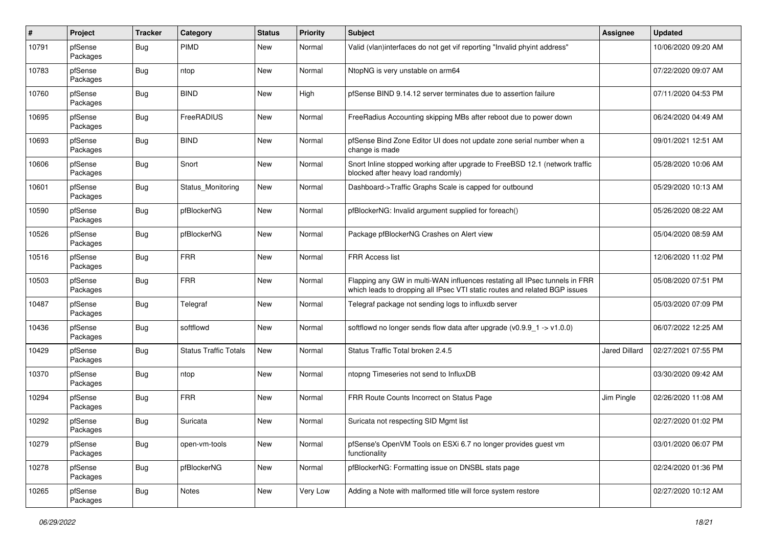| # | Project | Tracker | Category | Status | Priority | Subject | Assignee | Updated |
|---|---|---|---|---|---|---|---|---|
| 10791 | pfSense Packages | Bug | PIMD | New | Normal | Valid (vlan)interfaces do not get vif reporting "Invalid phyint address" | | 10/06/2020 09:20 AM |
| 10783 | pfSense Packages | Bug | ntop | New | Normal | NtopNG is very unstable on arm64 | | 07/22/2020 09:07 AM |
| 10760 | pfSense Packages | Bug | BIND | New | High | pfSense BIND 9.14.12 server terminates due to assertion failure | | 07/11/2020 04:53 PM |
| 10695 | pfSense Packages | Bug | FreeRADIUS | New | Normal | FreeRadius Accounting skipping MBs after reboot due to power down | | 06/24/2020 04:49 AM |
| 10693 | pfSense Packages | Bug | BIND | New | Normal | pfSense Bind Zone Editor UI does not update zone serial number when a change is made | | 09/01/2021 12:51 AM |
| 10606 | pfSense Packages | Bug | Snort | New | Normal | Snort Inline stopped working after upgrade to FreeBSD 12.1 (network traffic blocked after heavy load randomly) | | 05/28/2020 10:06 AM |
| 10601 | pfSense Packages | Bug | Status_Monitoring | New | Normal | Dashboard->Traffic Graphs Scale is capped for outbound | | 05/29/2020 10:13 AM |
| 10590 | pfSense Packages | Bug | pfBlockerNG | New | Normal | pfBlockerNG: Invalid argument supplied for foreach() | | 05/26/2020 08:22 AM |
| 10526 | pfSense Packages | Bug | pfBlockerNG | New | Normal | Package pfBlockerNG Crashes on Alert view | | 05/04/2020 08:59 AM |
| 10516 | pfSense Packages | Bug | FRR | New | Normal | FRR Access list | | 12/06/2020 11:02 PM |
| 10503 | pfSense Packages | Bug | FRR | New | Normal | Flapping any GW in multi-WAN influences restating all IPsec tunnels in FRR which leads to dropping all IPsec VTI static routes and related BGP issues | | 05/08/2020 07:51 PM |
| 10487 | pfSense Packages | Bug | Telegraf | New | Normal | Telegraf package not sending logs to influxdb server | | 05/03/2020 07:09 PM |
| 10436 | pfSense Packages | Bug | softflowd | New | Normal | softflowd no longer sends flow data after upgrade (v0.9.9_1 -> v1.0.0) | | 06/07/2022 12:25 AM |
| 10429 | pfSense Packages | Bug | Status Traffic Totals | New | Normal | Status Traffic Total broken 2.4.5 | Jared Dillard | 02/27/2021 07:55 PM |
| 10370 | pfSense Packages | Bug | ntop | New | Normal | ntopng Timeseries not send to InfluxDB | | 03/30/2020 09:42 AM |
| 10294 | pfSense Packages | Bug | FRR | New | Normal | FRR Route Counts Incorrect on Status Page | Jim Pingle | 02/26/2020 11:08 AM |
| 10292 | pfSense Packages | Bug | Suricata | New | Normal | Suricata not respecting SID Mgmt list | | 02/27/2020 01:02 PM |
| 10279 | pfSense Packages | Bug | open-vm-tools | New | Normal | pfSense's OpenVM Tools on ESXi 6.7 no longer provides guest vm functionality | | 03/01/2020 06:07 PM |
| 10278 | pfSense Packages | Bug | pfBlockerNG | New | Normal | pfBlockerNG: Formatting issue on DNSBL stats page | | 02/24/2020 01:36 PM |
| 10265 | pfSense Packages | Bug | Notes | New | Very Low | Adding a Note with malformed title will force system restore | | 02/27/2020 10:12 AM |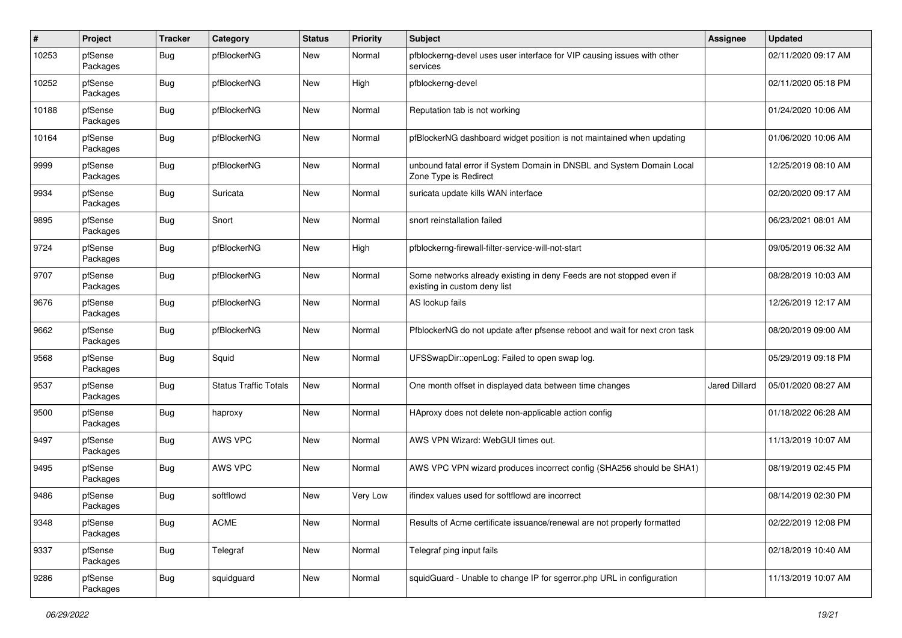| # | Project | Tracker | Category | Status | Priority | Subject | Assignee | Updated |
|---|---|---|---|---|---|---|---|---|
| 10253 | pfSense Packages | Bug | pfBlockerNG | New | Normal | pfblockerng-devel uses user interface for VIP causing issues with other services | | 02/11/2020 09:17 AM |
| 10252 | pfSense Packages | Bug | pfBlockerNG | New | High | pfblockerng-devel | | 02/11/2020 05:18 PM |
| 10188 | pfSense Packages | Bug | pfBlockerNG | New | Normal | Reputation tab is not working | | 01/24/2020 10:06 AM |
| 10164 | pfSense Packages | Bug | pfBlockerNG | New | Normal | pfBlockerNG dashboard widget position is not maintained when updating | | 01/06/2020 10:06 AM |
| 9999 | pfSense Packages | Bug | pfBlockerNG | New | Normal | unbound fatal error if System Domain in DNSBL and System Domain Local Zone Type is Redirect | | 12/25/2019 08:10 AM |
| 9934 | pfSense Packages | Bug | Suricata | New | Normal | suricata update kills WAN interface | | 02/20/2020 09:17 AM |
| 9895 | pfSense Packages | Bug | Snort | New | Normal | snort reinstallation failed | | 06/23/2021 08:01 AM |
| 9724 | pfSense Packages | Bug | pfBlockerNG | New | High | pfblockerng-firewall-filter-service-will-not-start | | 09/05/2019 06:32 AM |
| 9707 | pfSense Packages | Bug | pfBlockerNG | New | Normal | Some networks already existing in deny Feeds are not stopped even if existing in custom deny list | | 08/28/2019 10:03 AM |
| 9676 | pfSense Packages | Bug | pfBlockerNG | New | Normal | AS lookup fails | | 12/26/2019 12:17 AM |
| 9662 | pfSense Packages | Bug | pfBlockerNG | New | Normal | PfblockerNG do not update after pfsense reboot and wait for next cron task | | 08/20/2019 09:00 AM |
| 9568 | pfSense Packages | Bug | Squid | New | Normal | UFSSwapDir::openLog: Failed to open swap log. | | 05/29/2019 09:18 PM |
| 9537 | pfSense Packages | Bug | Status Traffic Totals | New | Normal | One month offset in displayed data between time changes | Jared Dillard | 05/01/2020 08:27 AM |
| 9500 | pfSense Packages | Bug | haproxy | New | Normal | HAproxy does not delete non-applicable action config | | 01/18/2022 06:28 AM |
| 9497 | pfSense Packages | Bug | AWS VPC | New | Normal | AWS VPN Wizard: WebGUI times out. | | 11/13/2019 10:07 AM |
| 9495 | pfSense Packages | Bug | AWS VPC | New | Normal | AWS VPC VPN wizard produces incorrect config (SHA256 should be SHA1) | | 08/19/2019 02:45 PM |
| 9486 | pfSense Packages | Bug | softflowd | New | Very Low | ifindex values used for softflowd are incorrect | | 08/14/2019 02:30 PM |
| 9348 | pfSense Packages | Bug | ACME | New | Normal | Results of Acme certificate issuance/renewal are not properly formatted | | 02/22/2019 12:08 PM |
| 9337 | pfSense Packages | Bug | Telegraf | New | Normal | Telegraf ping input fails | | 02/18/2019 10:40 AM |
| 9286 | pfSense Packages | Bug | squidguard | New | Normal | squidGuard - Unable to change IP for sgerror.php URL in configuration | | 11/13/2019 10:07 AM |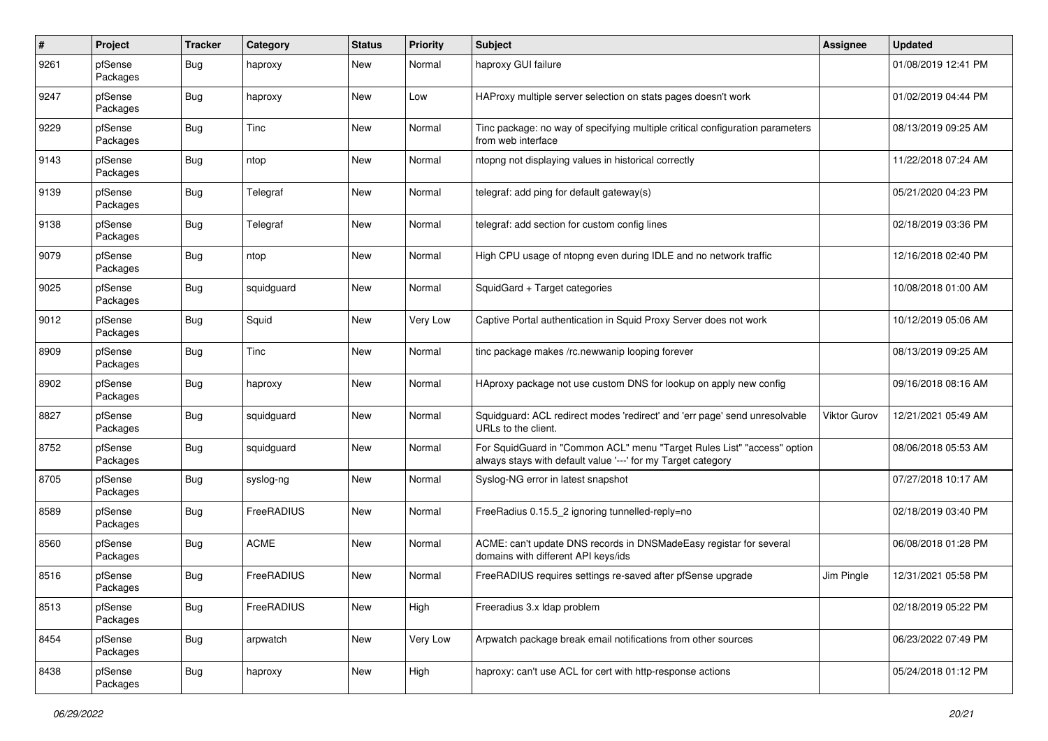| # | Project | Tracker | Category | Status | Priority | Subject | Assignee | Updated |
|---|---|---|---|---|---|---|---|---|
| 9261 | pfSense Packages | Bug | haproxy | New | Normal | haproxy GUI failure | | 01/08/2019 12:41 PM |
| 9247 | pfSense Packages | Bug | haproxy | New | Low | HAProxy multiple server selection on stats pages doesn't work | | 01/02/2019 04:44 PM |
| 9229 | pfSense Packages | Bug | Tinc | New | Normal | Tinc package: no way of specifying multiple critical configuration parameters from web interface | | 08/13/2019 09:25 AM |
| 9143 | pfSense Packages | Bug | ntop | New | Normal | ntopng not displaying values in historical correctly | | 11/22/2018 07:24 AM |
| 9139 | pfSense Packages | Bug | Telegraf | New | Normal | telegraf: add ping for default gateway(s) | | 05/21/2020 04:23 PM |
| 9138 | pfSense Packages | Bug | Telegraf | New | Normal | telegraf: add section for custom config lines | | 02/18/2019 03:36 PM |
| 9079 | pfSense Packages | Bug | ntop | New | Normal | High CPU usage of ntopng even during IDLE and no network traffic | | 12/16/2018 02:40 PM |
| 9025 | pfSense Packages | Bug | squidguard | New | Normal | SquidGard + Target categories | | 10/08/2018 01:00 AM |
| 9012 | pfSense Packages | Bug | Squid | New | Very Low | Captive Portal authentication in Squid Proxy Server does not work | | 10/12/2019 05:06 AM |
| 8909 | pfSense Packages | Bug | Tinc | New | Normal | tinc package makes /rc.newwanip looping forever | | 08/13/2019 09:25 AM |
| 8902 | pfSense Packages | Bug | haproxy | New | Normal | HAproxy package not use custom DNS for lookup on apply new config | | 09/16/2018 08:16 AM |
| 8827 | pfSense Packages | Bug | squidguard | New | Normal | Squidguard: ACL redirect modes 'redirect' and 'err page' send unresolvable URLs to the client. | Viktor Gurov | 12/21/2021 05:49 AM |
| 8752 | pfSense Packages | Bug | squidguard | New | Normal | For SquidGuard in "Common ACL" menu "Target Rules List" "access" option always stays with default value '---' for my Target category | | 08/06/2018 05:53 AM |
| 8705 | pfSense Packages | Bug | syslog-ng | New | Normal | Syslog-NG error in latest snapshot | | 07/27/2018 10:17 AM |
| 8589 | pfSense Packages | Bug | FreeRADIUS | New | Normal | FreeRadius 0.15.5_2 ignoring tunnelled-reply=no | | 02/18/2019 03:40 PM |
| 8560 | pfSense Packages | Bug | ACME | New | Normal | ACME: can't update DNS records in DNSMadeEasy registar for several domains with different API keys/ids | | 06/08/2018 01:28 PM |
| 8516 | pfSense Packages | Bug | FreeRADIUS | New | Normal | FreeRADIUS requires settings re-saved after pfSense upgrade | Jim Pingle | 12/31/2021 05:58 PM |
| 8513 | pfSense Packages | Bug | FreeRADIUS | New | High | Freeradius 3.x ldap problem | | 02/18/2019 05:22 PM |
| 8454 | pfSense Packages | Bug | arpwatch | New | Very Low | Arpwatch package break email notifications from other sources | | 06/23/2022 07:49 PM |
| 8438 | pfSense Packages | Bug | haproxy | New | High | haproxy: can't use ACL for cert with http-response actions | | 05/24/2018 01:12 PM |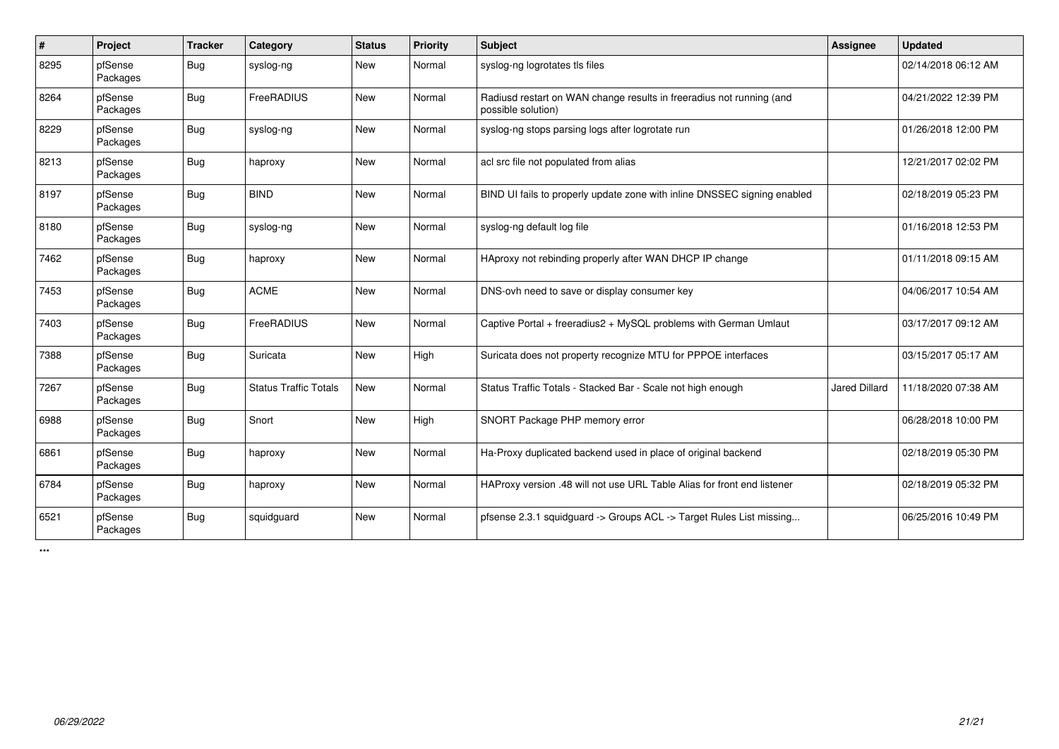| # | Project | Tracker | Category | Status | Priority | Subject | Assignee | Updated |
|---|---|---|---|---|---|---|---|---|
| 8295 | pfSense Packages | Bug | syslog-ng | New | Normal | syslog-ng logrotates tls files | | 02/14/2018 06:12 AM |
| 8264 | pfSense Packages | Bug | FreeRADIUS | New | Normal | Radiusd restart on WAN change results in freeradius not running (and possible solution) | | 04/21/2022 12:39 PM |
| 8229 | pfSense Packages | Bug | syslog-ng | New | Normal | syslog-ng stops parsing logs after logrotate run | | 01/26/2018 12:00 PM |
| 8213 | pfSense Packages | Bug | haproxy | New | Normal | acl src file not populated from alias | | 12/21/2017 02:02 PM |
| 8197 | pfSense Packages | Bug | BIND | New | Normal | BIND UI fails to properly update zone with inline DNSSEC signing enabled | | 02/18/2019 05:23 PM |
| 8180 | pfSense Packages | Bug | syslog-ng | New | Normal | syslog-ng default log file | | 01/16/2018 12:53 PM |
| 7462 | pfSense Packages | Bug | haproxy | New | Normal | HAproxy not rebinding properly after WAN DHCP IP change | | 01/11/2018 09:15 AM |
| 7453 | pfSense Packages | Bug | ACME | New | Normal | DNS-ovh need to save or display consumer key | | 04/06/2017 10:54 AM |
| 7403 | pfSense Packages | Bug | FreeRADIUS | New | Normal | Captive Portal + freeradius2 + MySQL problems with German Umlaut | | 03/17/2017 09:12 AM |
| 7388 | pfSense Packages | Bug | Suricata | New | High | Suricata does not property recognize MTU for PPPOE interfaces | | 03/15/2017 05:17 AM |
| 7267 | pfSense Packages | Bug | Status Traffic Totals | New | Normal | Status Traffic Totals - Stacked Bar - Scale not high enough | Jared Dillard | 11/18/2020 07:38 AM |
| 6988 | pfSense Packages | Bug | Snort | New | High | SNORT Package PHP memory error | | 06/28/2018 10:00 PM |
| 6861 | pfSense Packages | Bug | haproxy | New | Normal | Ha-Proxy duplicated backend used in place of original backend | | 02/18/2019 05:30 PM |
| 6784 | pfSense Packages | Bug | haproxy | New | Normal | HAProxy version .48 will not use URL Table Alias for front end listener | | 02/18/2019 05:32 PM |
| 6521 | pfSense Packages | Bug | squidguard | New | Normal | pfsense 2.3.1 squidguard -> Groups ACL -> Target Rules List missing... | | 06/25/2016 10:49 PM |

...